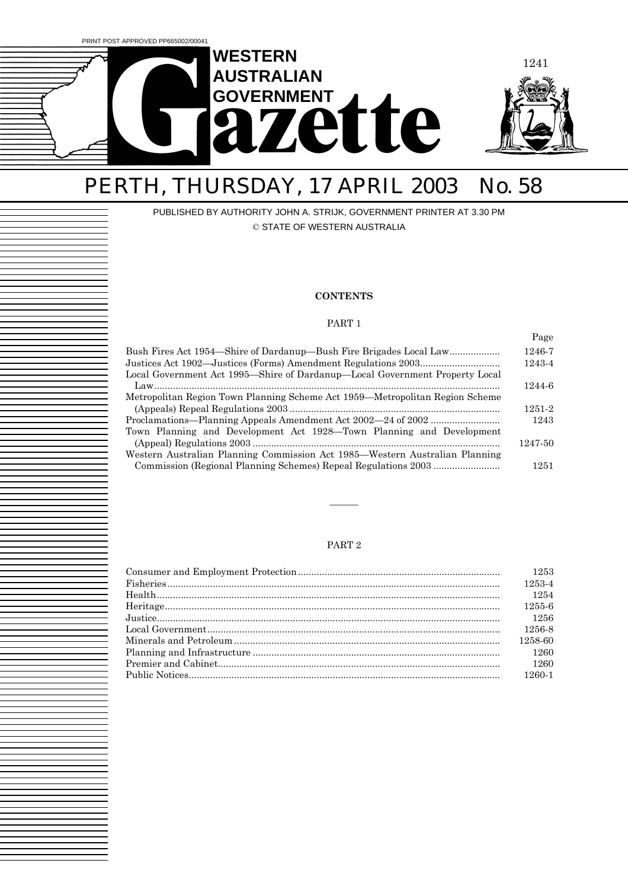PRINT POST APPROVED PP665002/00041

# WESTERN AUSTRALIAN GOVERNMENT Gazette

## PERTH, THURSDAY, 17 APRIL 2003 No. 58

PUBLISHED BY AUTHORITY JOHN A. STRIJK, GOVERNMENT PRINTER AT 3.30 PM

© STATE OF WESTERN AUSTRALIA

**CONTENTS**

PART 1

| | Page |
|---|---|
| Bush Fires Act 1954—Shire of Dardanup—Bush Fire Brigades Local Law | 1246-7 |
| Justices Act 1902—Justices (Forms) Amendment Regulations 2003 | 1243-4 |
| Local Government Act 1995—Shire of Dardanup—Local Government Property Local Law | 1244-6 |
| Metropolitan Region Town Planning Scheme Act 1959—Metropolitan Region Scheme (Appeals) Repeal Regulations 2003 | 1251-2 |
| Proclamations—Planning Appeals Amendment Act 2002—24 of 2002 | 1243 |
| Town Planning and Development Act 1928—Town Planning and Development (Appeal) Regulations 2003 | 1247-50 |
| Western Australian Planning Commission Act 1985—Western Australian Planning Commission (Regional Planning Schemes) Repeal Regulations 2003 | 1251 |

---

PART 2

| | |
|---|---|
| Consumer and Employment Protection | 1253 |
| Fisheries | 1253-4 |
| Health | 1254 |
| Heritage | 1255-6 |
| Justice | 1256 |
| Local Government | 1256-8 |
| Minerals and Petroleum | 1258-60 |
| Planning and Infrastructure | 1260 |
| Premier and Cabinet | 1260 |
| Public Notices | 1260-1 |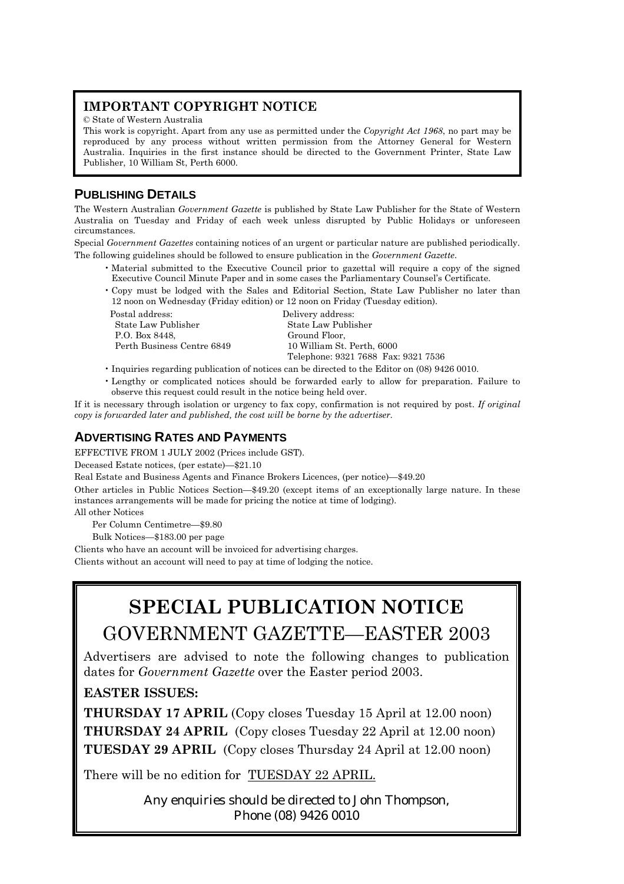## IMPORTANT COPYRIGHT NOTICE

© State of Western Australia

This work is copyright. Apart from any use as permitted under the *Copyright Act 1968*, no part may be reproduced by any process without written permission from the Attorney General for Western Australia. Inquiries in the first instance should be directed to the Government Printer, State Law Publisher, 10 William St, Perth 6000.

## PUBLISHING DETAILS

The Western Australian *Government Gazette* is published by State Law Publisher for the State of Western Australia on Tuesday and Friday of each week unless disrupted by Public Holidays or unforeseen circumstances.

Special *Government Gazettes* containing notices of an urgent or particular nature are published periodically.

The following guidelines should be followed to ensure publication in the *Government Gazette*.

- Material submitted to the Executive Council prior to gazettal will require a copy of the signed Executive Council Minute Paper and in some cases the Parliamentary Counsel's Certificate.
- Copy must be lodged with the Sales and Editorial Section, State Law Publisher no later than 12 noon on Wednesday (Friday edition) or 12 noon on Friday (Tuesday edition).

Postal address:
State Law Publisher
P.O. Box 8448,
Perth Business Centre 6849

Delivery address:
State Law Publisher
Ground Floor,
10 William St. Perth, 6000
Telephone: 9321 7688 Fax: 9321 7536

- Inquiries regarding publication of notices can be directed to the Editor on (08) 9426 0010.
- Lengthy or complicated notices should be forwarded early to allow for preparation. Failure to observe this request could result in the notice being held over.

If it is necessary through isolation or urgency to fax copy, confirmation is not required by post. *If original copy is forwarded later and published, the cost will be borne by the advertiser.*

## ADVERTISING RATES AND PAYMENTS

EFFECTIVE FROM 1 JULY 2002 (Prices include GST).

Deceased Estate notices, (per estate)—$21.10

Real Estate and Business Agents and Finance Brokers Licences, (per notice)—$49.20

Other articles in Public Notices Section—$49.20 (except items of an exceptionally large nature. In these instances arrangements will be made for pricing the notice at time of lodging).

All other Notices

Per Column Centimetre—$9.80

Bulk Notices—$183.00 per page

Clients who have an account will be invoiced for advertising charges.

Clients without an account will need to pay at time of lodging the notice.

# SPECIAL PUBLICATION NOTICE

## GOVERNMENT GAZETTE—EASTER 2003

Advertisers are advised to note the following changes to publication dates for *Government Gazette* over the Easter period 2003.

**EASTER ISSUES:**

**THURSDAY 17 APRIL** (Copy closes Tuesday 15 April at 12.00 noon)

**THURSDAY 24 APRIL** (Copy closes Tuesday 22 April at 12.00 noon)

**TUESDAY 29 APRIL** (Copy closes Thursday 24 April at 12.00 noon)

There will be no edition for TUESDAY 22 APRIL.

Any enquiries should be directed to John Thompson,
Phone (08) 9426 0010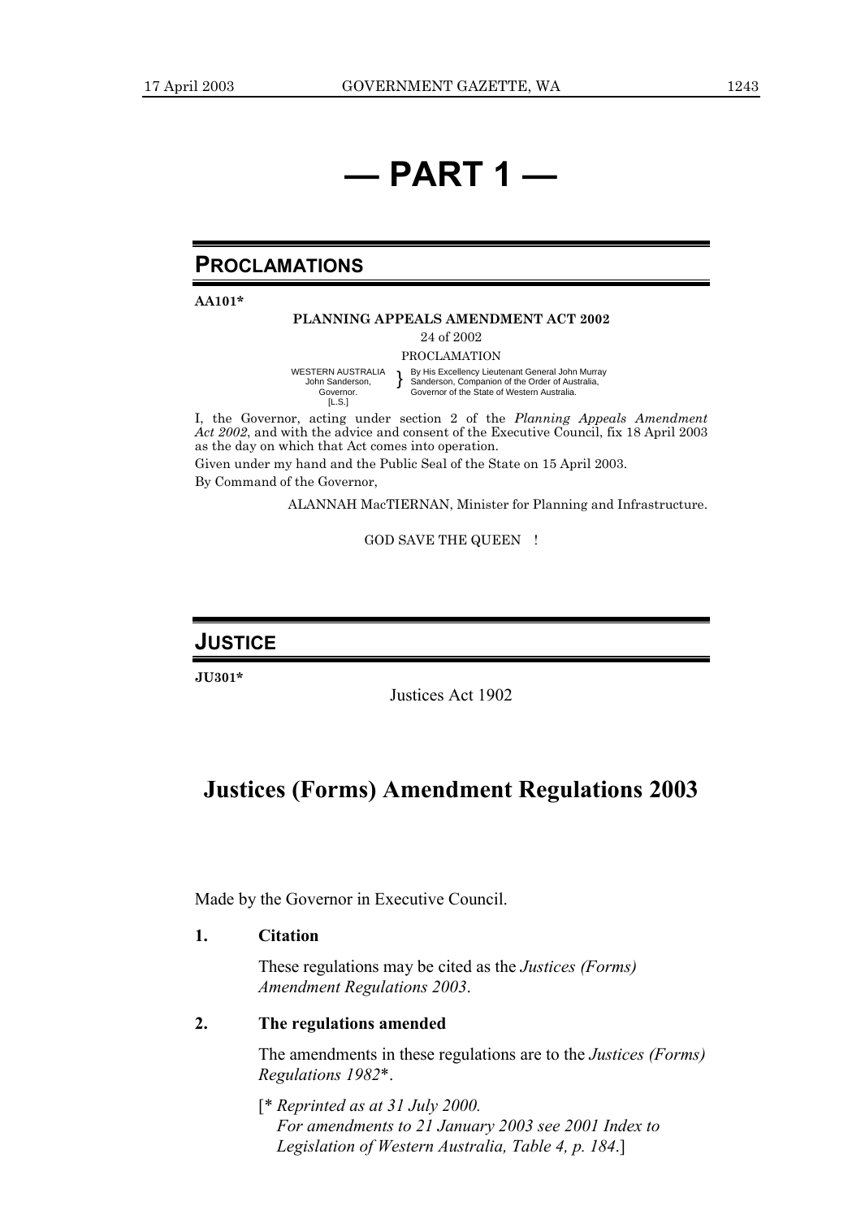# — PART 1 —

## PROCLAMATIONS

**AA101***

**PLANNING APPEALS AMENDMENT ACT 2002**

24 of 2002

PROCLAMATION

WESTERN AUSTRALIA
John Sanderson,
Governor.
[L.S.]

By His Excellency Lieutenant General John Murray Sanderson, Companion of the Order of Australia, Governor of the State of Western Australia.

I, the Governor, acting under section 2 of the *Planning Appeals Amendment Act 2002*, and with the advice and consent of the Executive Council, fix 18 April 2003 as the day on which that Act comes into operation.

Given under my hand and the Public Seal of the State on 15 April 2003.

By Command of the Governor,

ALANNAH MacTIERNAN, Minister for Planning and Infrastructure.

GOD SAVE THE QUEEN !

## JUSTICE

**JU301***

Justices Act 1902

# Justices (Forms) Amendment Regulations 2003

Made by the Governor in Executive Council.

**1. Citation**

These regulations may be cited as the *Justices (Forms) Amendment Regulations 2003*.

**2. The regulations amended**

The amendments in these regulations are to the *Justices (Forms) Regulations 1982**.

[* *Reprinted as at 31 July 2000.*
*For amendments to 21 January 2003 see 2001 Index to Legislation of Western Australia, Table 4, p. 184*.]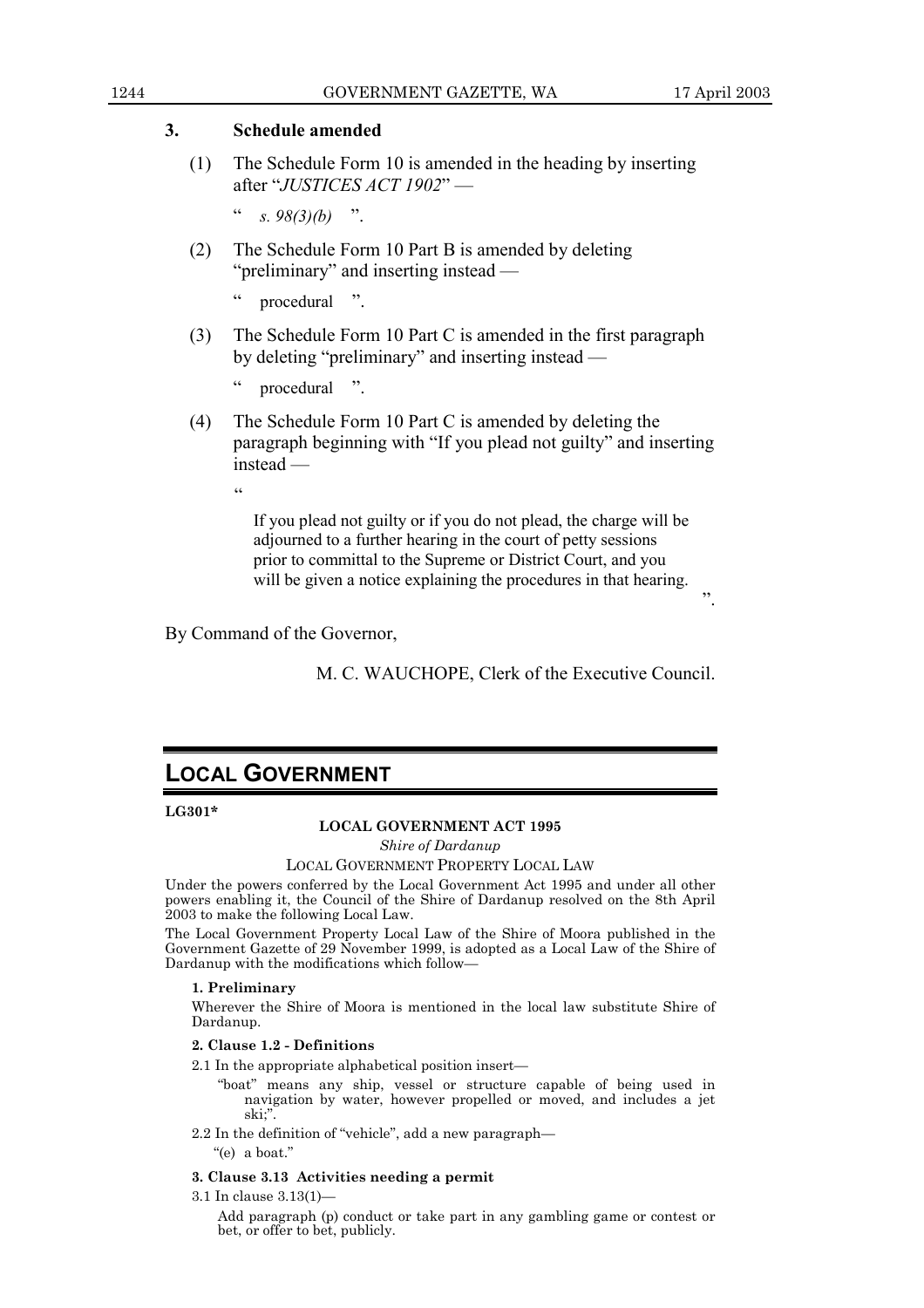### 3. Schedule amended

(1) The Schedule Form 10 is amended in the heading by inserting after "*JUSTICES ACT 1902*" —

" *s. 98(3)(b)* ".

(2) The Schedule Form 10 Part B is amended by deleting "preliminary" and inserting instead —

" procedural ".

(3) The Schedule Form 10 Part C is amended in the first paragraph by deleting "preliminary" and inserting instead —

" procedural ".

(4) The Schedule Form 10 Part C is amended by deleting the paragraph beginning with "If you plead not guilty" and inserting instead —

"

> If you plead not guilty or if you do not plead, the charge will be adjourned to a further hearing in the court of petty sessions prior to committal to the Supreme or District Court, and you will be given a notice explaining the procedures in that hearing.

".

By Command of the Governor,

M. C. WAUCHOPE, Clerk of the Executive Council.

---

# LOCAL GOVERNMENT

**LG301***

**LOCAL GOVERNMENT ACT 1995**

*Shire of Dardanup*

LOCAL GOVERNMENT PROPERTY LOCAL LAW

Under the powers conferred by the Local Government Act 1995 and under all other powers enabling it, the Council of the Shire of Dardanup resolved on the 8th April 2003 to make the following Local Law.

The Local Government Property Local Law of the Shire of Moora published in the Government Gazette of 29 November 1999, is adopted as a Local Law of the Shire of Dardanup with the modifications which follow—

**1. Preliminary**

Wherever the Shire of Moora is mentioned in the local law substitute Shire of Dardanup.

**2. Clause 1.2 - Definitions**

2.1 In the appropriate alphabetical position insert—

"boat" means any ship, vessel or structure capable of being used in navigation by water, however propelled or moved, and includes a jet ski;".

2.2 In the definition of "vehicle", add a new paragraph—

"(e) a boat."

**3. Clause 3.13 Activities needing a permit**

3.1 In clause 3.13(1)—

Add paragraph (p) conduct or take part in any gambling game or contest or bet, or offer to bet, publicly.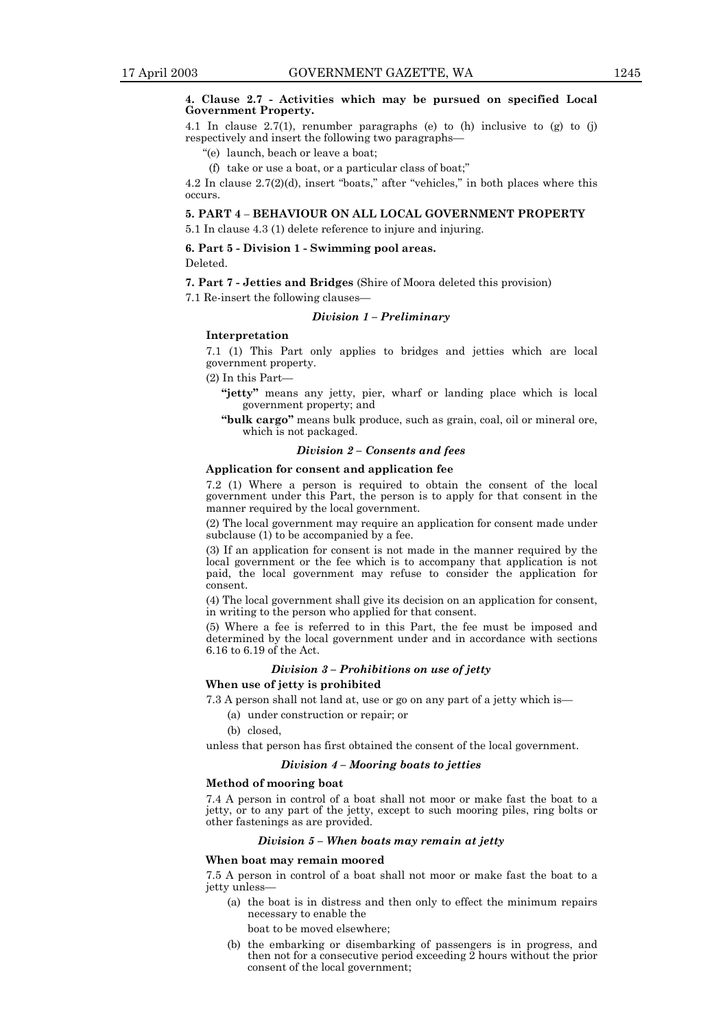**4. Clause 2.7 - Activities which may be pursued on specified Local Government Property.**

4.1 In clause 2.7(1), renumber paragraphs (e) to (h) inclusive to (g) to (j) respectively and insert the following two paragraphs—

"(e) launch, beach or leave a boat;

(f) take or use a boat, or a particular class of boat;"

4.2 In clause 2.7(2)(d), insert "boats," after "vehicles," in both places where this occurs.

**5. PART 4 – BEHAVIOUR ON ALL LOCAL GOVERNMENT PROPERTY**

5.1 In clause 4.3 (1) delete reference to injure and injuring.

**6. Part 5 - Division 1 - Swimming pool areas.**

Deleted.

**7. Part 7 - Jetties and Bridges** (Shire of Moora deleted this provision)

7.1 Re-insert the following clauses—

***Division 1 – Preliminary***

**Interpretation**

7.1 (1) This Part only applies to bridges and jetties which are local government property.

(2) In this Part—

**"jetty"** means any jetty, pier, wharf or landing place which is local government property; and

**"bulk cargo"** means bulk produce, such as grain, coal, oil or mineral ore, which is not packaged.

***Division 2 – Consents and fees***

**Application for consent and application fee**

7.2 (1) Where a person is required to obtain the consent of the local government under this Part, the person is to apply for that consent in the manner required by the local government.

(2) The local government may require an application for consent made under subclause (1) to be accompanied by a fee.

(3) If an application for consent is not made in the manner required by the local government or the fee which is to accompany that application is not paid, the local government may refuse to consider the application for consent.

(4) The local government shall give its decision on an application for consent, in writing to the person who applied for that consent.

(5) Where a fee is referred to in this Part, the fee must be imposed and determined by the local government under and in accordance with sections 6.16 to 6.19 of the Act.

***Division 3 – Prohibitions on use of jetty***

**When use of jetty is prohibited**

7.3 A person shall not land at, use or go on any part of a jetty which is—

(a) under construction or repair; or

(b) closed,

unless that person has first obtained the consent of the local government.

***Division 4 – Mooring boats to jetties***

**Method of mooring boat**

7.4 A person in control of a boat shall not moor or make fast the boat to a jetty, or to any part of the jetty, except to such mooring piles, ring bolts or other fastenings as are provided.

***Division 5 – When boats may remain at jetty***

**When boat may remain moored**

7.5 A person in control of a boat shall not moor or make fast the boat to a jetty unless—

(a) the boat is in distress and then only to effect the minimum repairs necessary to enable the boat to be moved elsewhere;

(b) the embarking or disembarking of passengers is in progress, and then not for a consecutive period exceeding 2 hours without the prior consent of the local government;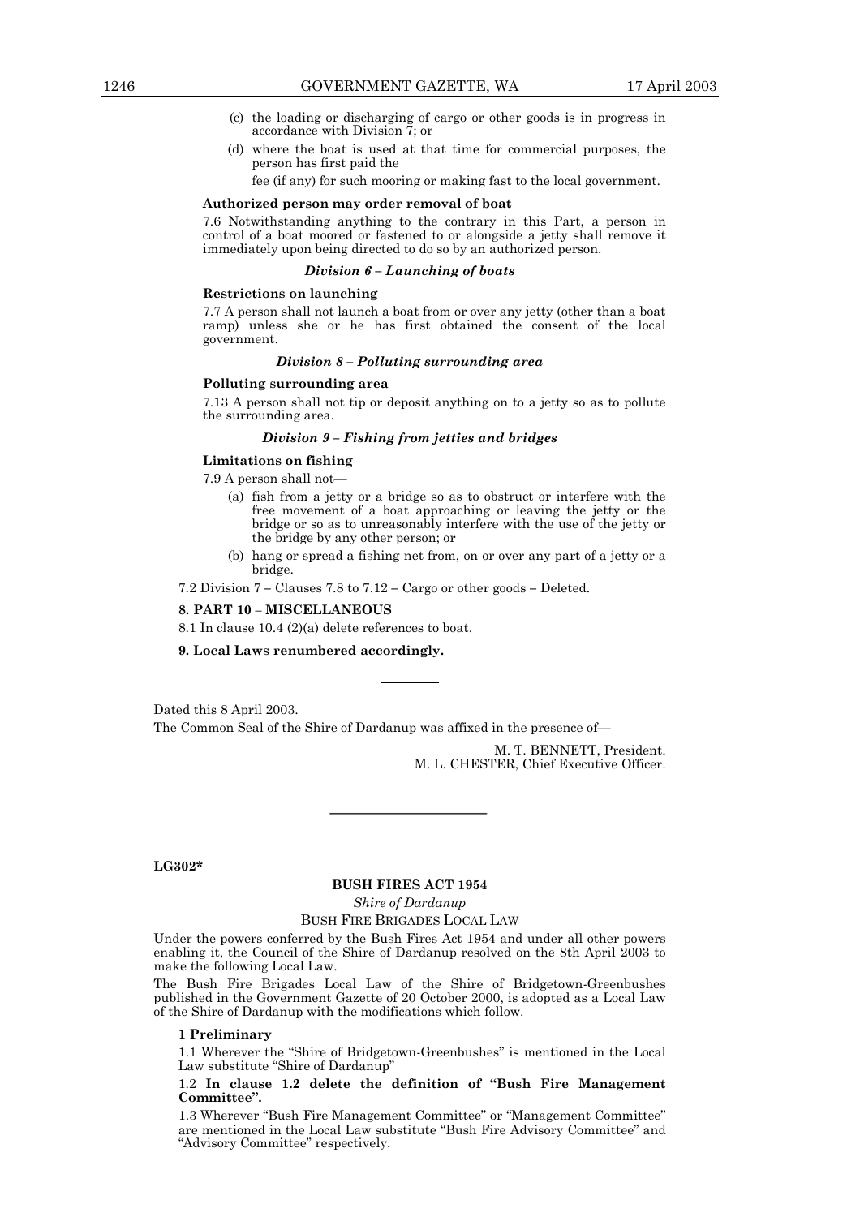(c) the loading or discharging of cargo or other goods is in progress in accordance with Division 7; or

(d) where the boat is used at that time for commercial purposes, the person has first paid the

fee (if any) for such mooring or making fast to the local government.

**Authorized person may order removal of boat**

7.6 Notwithstanding anything to the contrary in this Part, a person in control of a boat moored or fastened to or alongside a jetty shall remove it immediately upon being directed to do so by an authorized person.

***Division 6 – Launching of boats***

**Restrictions on launching**

7.7 A person shall not launch a boat from or over any jetty (other than a boat ramp) unless she or he has first obtained the consent of the local government.

***Division 8 – Polluting surrounding area***

**Polluting surrounding area**

7.13 A person shall not tip or deposit anything on to a jetty so as to pollute the surrounding area.

***Division 9 – Fishing from jetties and bridges***

**Limitations on fishing**

7.9 A person shall not—

(a) fish from a jetty or a bridge so as to obstruct or interfere with the free movement of a boat approaching or leaving the jetty or the bridge or so as to unreasonably interfere with the use of the jetty or the bridge by any other person; or

(b) hang or spread a fishing net from, on or over any part of a jetty or a bridge.

7.2 Division 7 – Clauses 7.8 to 7.12 – Cargo or other goods – Deleted.

**8. PART 10 – MISCELLANEOUS**

8.1 In clause 10.4 (2)(a) delete references to boat.

**9. Local Laws renumbered accordingly.**

---

Dated this 8 April 2003.

The Common Seal of the Shire of Dardanup was affixed in the presence of—

M. T. BENNETT, President.
M. L. CHESTER, Chief Executive Officer.

---

**LG302***

**BUSH FIRES ACT 1954**

*Shire of Dardanup*

BUSH FIRE BRIGADES LOCAL LAW

Under the powers conferred by the Bush Fires Act 1954 and under all other powers enabling it, the Council of the Shire of Dardanup resolved on the 8th April 2003 to make the following Local Law.

The Bush Fire Brigades Local Law of the Shire of Bridgetown-Greenbushes published in the Government Gazette of 20 October 2000, is adopted as a Local Law of the Shire of Dardanup with the modifications which follow.

**1 Preliminary**

1.1 Wherever the "Shire of Bridgetown-Greenbushes" is mentioned in the Local Law substitute "Shire of Dardanup"

1.2 **In clause 1.2 delete the definition of "Bush Fire Management Committee".**

1.3 Wherever "Bush Fire Management Committee" or "Management Committee" are mentioned in the Local Law substitute "Bush Fire Advisory Committee" and "Advisory Committee" respectively.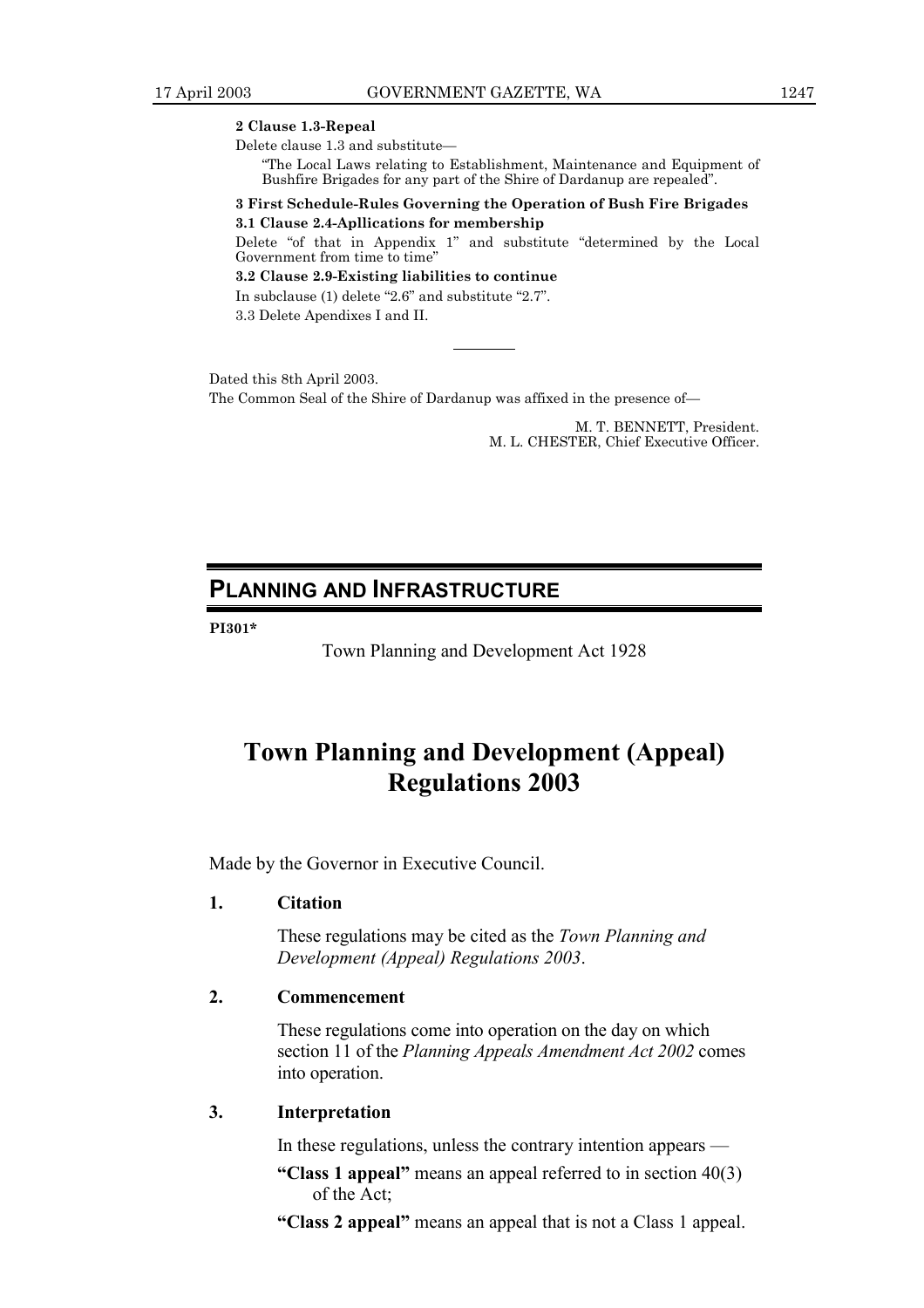**2 Clause 1.3-Repeal**

Delete clause 1.3 and substitute—

"The Local Laws relating to Establishment, Maintenance and Equipment of Bushfire Brigades for any part of the Shire of Dardanup are repealed".

**3 First Schedule-Rules Governing the Operation of Bush Fire Brigades**

**3.1 Clause 2.4-Apllications for membership**

Delete "of that in Appendix 1" and substitute "determined by the Local Government from time to time"

**3.2 Clause 2.9-Existing liabilities to continue**

In subclause (1) delete "2.6" and substitute "2.7".

3.3 Delete Apendixes I and II.

---

Dated this 8th April 2003.

The Common Seal of the Shire of Dardanup was affixed in the presence of—

M. T. BENNETT, President.
M. L. CHESTER, Chief Executive Officer.

## PLANNING AND INFRASTRUCTURE

**PI301***

Town Planning and Development Act 1928

# Town Planning and Development (Appeal) Regulations 2003

Made by the Governor in Executive Council.

**1. Citation**

These regulations may be cited as the *Town Planning and Development (Appeal) Regulations 2003*.

**2. Commencement**

These regulations come into operation on the day on which section 11 of the *Planning Appeals Amendment Act 2002* comes into operation.

**3. Interpretation**

In these regulations, unless the contrary intention appears —

**"Class 1 appeal"** means an appeal referred to in section 40(3) of the Act;

**"Class 2 appeal"** means an appeal that is not a Class 1 appeal.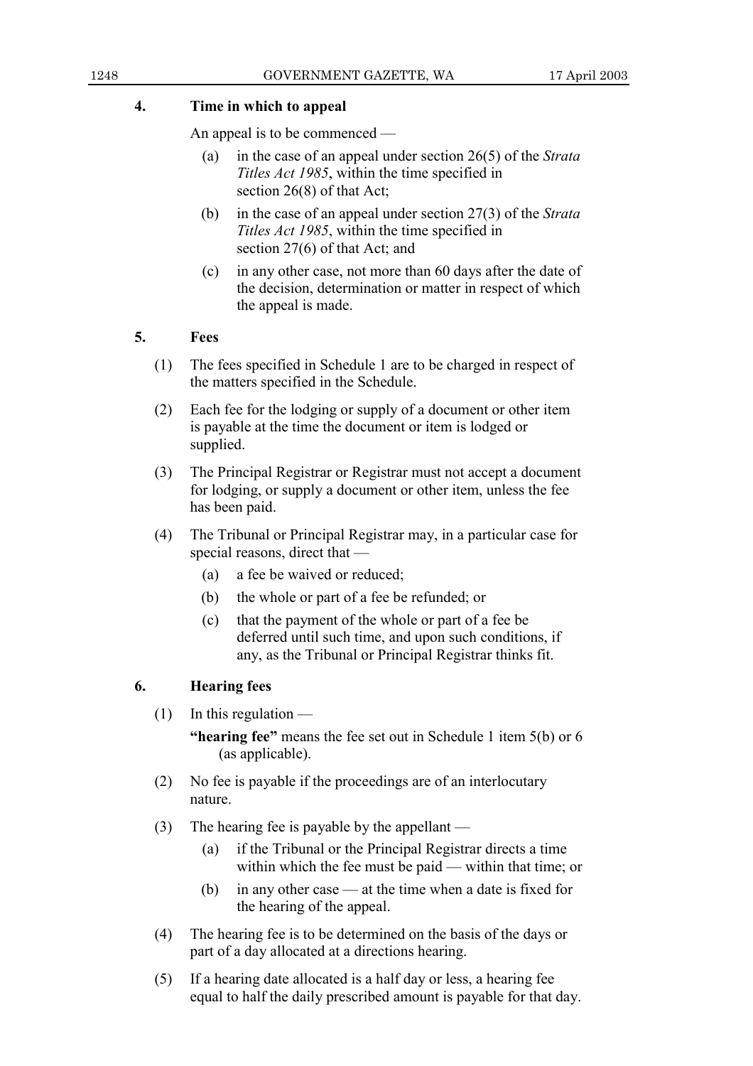**4. Time in which to appeal**

An appeal is to be commenced —

(a) in the case of an appeal under section 26(5) of the *Strata Titles Act 1985*, within the time specified in section 26(8) of that Act;

(b) in the case of an appeal under section 27(3) of the *Strata Titles Act 1985*, within the time specified in section 27(6) of that Act; and

(c) in any other case, not more than 60 days after the date of the decision, determination or matter in respect of which the appeal is made.

**5. Fees**

(1) The fees specified in Schedule 1 are to be charged in respect of the matters specified in the Schedule.

(2) Each fee for the lodging or supply of a document or other item is payable at the time the document or item is lodged or supplied.

(3) The Principal Registrar or Registrar must not accept a document for lodging, or supply a document or other item, unless the fee has been paid.

(4) The Tribunal or Principal Registrar may, in a particular case for special reasons, direct that —

(a) a fee be waived or reduced;

(b) the whole or part of a fee be refunded; or

(c) that the payment of the whole or part of a fee be deferred until such time, and upon such conditions, if any, as the Tribunal or Principal Registrar thinks fit.

**6. Hearing fees**

(1) In this regulation —

**"hearing fee"** means the fee set out in Schedule 1 item 5(b) or 6 (as applicable).

(2) No fee is payable if the proceedings are of an interlocutary nature.

(3) The hearing fee is payable by the appellant —

(a) if the Tribunal or the Principal Registrar directs a time within which the fee must be paid — within that time; or

(b) in any other case — at the time when a date is fixed for the hearing of the appeal.

(4) The hearing fee is to be determined on the basis of the days or part of a day allocated at a directions hearing.

(5) If a hearing date allocated is a half day or less, a hearing fee equal to half the daily prescribed amount is payable for that day.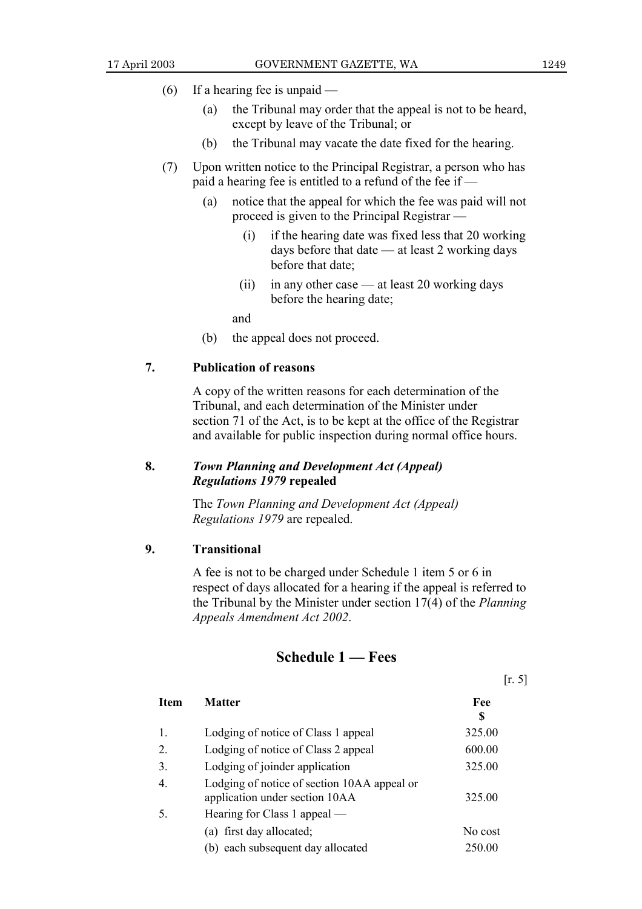(6) If a hearing fee is unpaid —

(a) the Tribunal may order that the appeal is not to be heard, except by leave of the Tribunal; or

(b) the Tribunal may vacate the date fixed for the hearing.

(7) Upon written notice to the Principal Registrar, a person who has paid a hearing fee is entitled to a refund of the fee if —

(a) notice that the appeal for which the fee was paid will not proceed is given to the Principal Registrar —

(i) if the hearing date was fixed less that 20 working days before that date — at least 2 working days before that date;

(ii) in any other case — at least 20 working days before the hearing date;

and

(b) the appeal does not proceed.

**7. Publication of reasons**

A copy of the written reasons for each determination of the Tribunal, and each determination of the Minister under section 71 of the Act, is to be kept at the office of the Registrar and available for public inspection during normal office hours.

**8. *Town Planning and Development Act (Appeal) Regulations 1979* repealed**

The *Town Planning and Development Act (Appeal) Regulations 1979* are repealed.

**9. Transitional**

A fee is not to be charged under Schedule 1 item 5 or 6 in respect of days allocated for a hearing if the appeal is referred to the Tribunal by the Minister under section 17(4) of the *Planning Appeals Amendment Act 2002*.

## Schedule 1 — Fees

[r. 5]

| Item | Matter | Fee $ |
|---|---|---|
| 1. | Lodging of notice of Class 1 appeal | 325.00 |
| 2. | Lodging of notice of Class 2 appeal | 600.00 |
| 3. | Lodging of joinder application | 325.00 |
| 4. | Lodging of notice of section 10AA appeal or application under section 10AA | 325.00 |
| 5. | Hearing for Class 1 appeal — | |
| | (a) first day allocated; | No cost |
| | (b) each subsequent day allocated | 250.00 |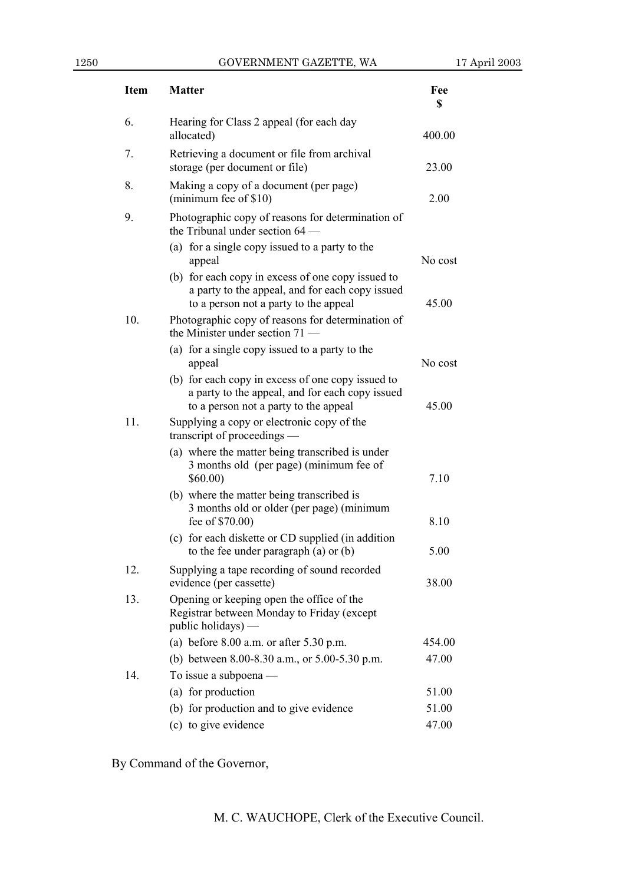| Item | Matter | Fee $ |
|---|---|---|
| 6. | Hearing for Class 2 appeal (for each day allocated) | 400.00 |
| 7. | Retrieving a document or file from archival storage (per document or file) | 23.00 |
| 8. | Making a copy of a document (per page) (minimum fee of $10) | 2.00 |
| 9. | Photographic copy of reasons for determination of the Tribunal under section 64 — | |
| | (a) for a single copy issued to a party to the appeal | No cost |
| | (b) for each copy in excess of one copy issued to a party to the appeal, and for each copy issued to a person not a party to the appeal | 45.00 |
| 10. | Photographic copy of reasons for determination of the Minister under section 71 — | |
| | (a) for a single copy issued to a party to the appeal | No cost |
| | (b) for each copy in excess of one copy issued to a party to the appeal, and for each copy issued to a person not a party to the appeal | 45.00 |
| 11. | Supplying a copy or electronic copy of the transcript of proceedings — | |
| | (a) where the matter being transcribed is under 3 months old (per page) (minimum fee of $60.00) | 7.10 |
| | (b) where the matter being transcribed is 3 months old or older (per page) (minimum fee of $70.00) | 8.10 |
| | (c) for each diskette or CD supplied (in addition to the fee under paragraph (a) or (b) | 5.00 |
| 12. | Supplying a tape recording of sound recorded evidence (per cassette) | 38.00 |
| 13. | Opening or keeping open the office of the Registrar between Monday to Friday (except public holidays) — | |
| | (a) before 8.00 a.m. or after 5.30 p.m. | 454.00 |
| | (b) between 8.00-8.30 a.m., or 5.00-5.30 p.m. | 47.00 |
| 14. | To issue a subpoena — | |
| | (a) for production | 51.00 |
| | (b) for production and to give evidence | 51.00 |
| | (c) to give evidence | 47.00 |

By Command of the Governor,

M. C. WAUCHOPE, Clerk of the Executive Council.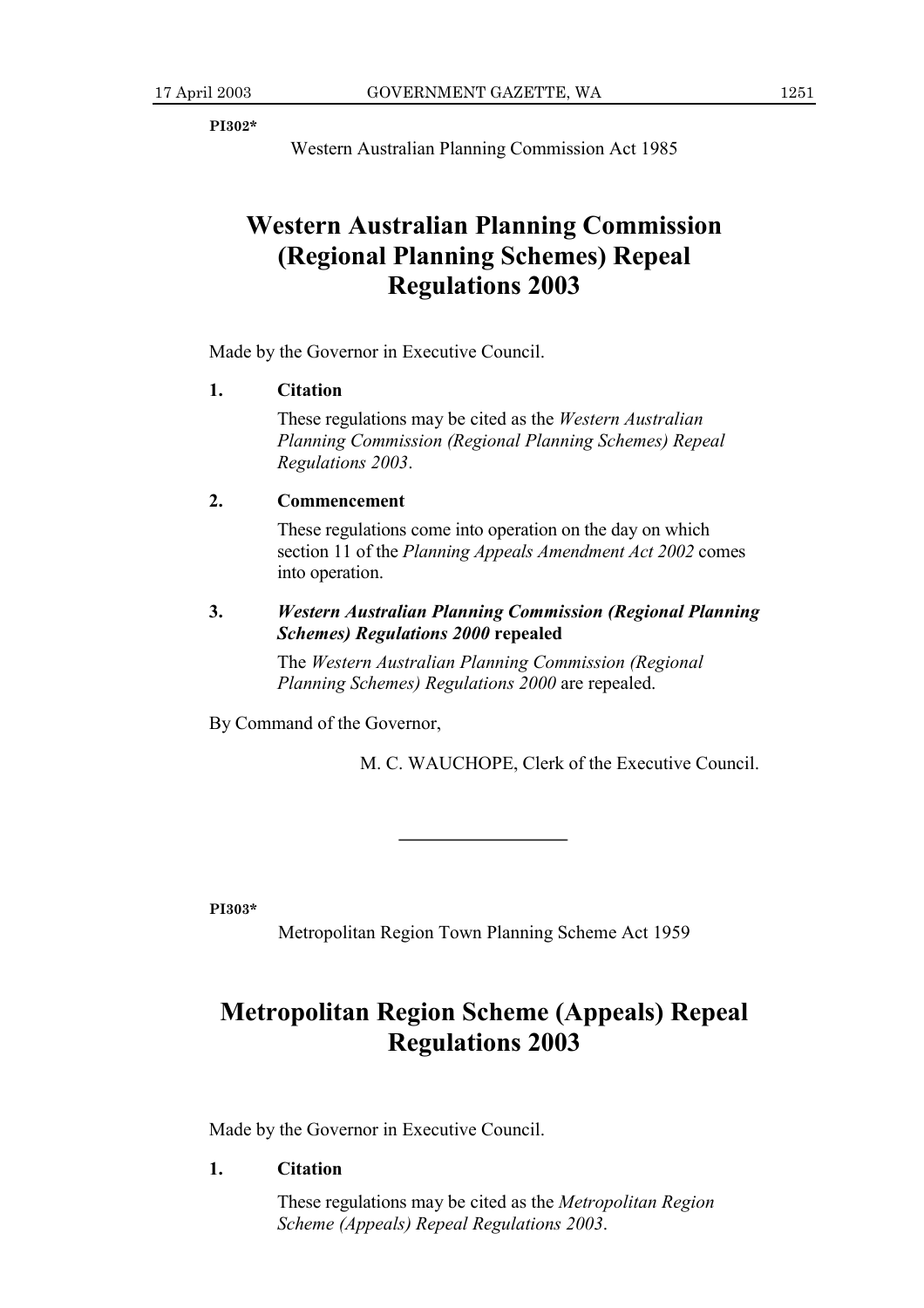**PI302***

Western Australian Planning Commission Act 1985

# Western Australian Planning Commission (Regional Planning Schemes) Repeal Regulations 2003

Made by the Governor in Executive Council.

**1. Citation**

These regulations may be cited as the *Western Australian Planning Commission (Regional Planning Schemes) Repeal Regulations 2003*.

**2. Commencement**

These regulations come into operation on the day on which section 11 of the *Planning Appeals Amendment Act 2002* comes into operation.

**3. *Western Australian Planning Commission (Regional Planning Schemes) Regulations 2000* repealed**

The *Western Australian Planning Commission (Regional Planning Schemes) Regulations 2000* are repealed.

By Command of the Governor,

M. C. WAUCHOPE, Clerk of the Executive Council.

---

**PI303***

Metropolitan Region Town Planning Scheme Act 1959

# Metropolitan Region Scheme (Appeals) Repeal Regulations 2003

Made by the Governor in Executive Council.

**1. Citation**

These regulations may be cited as the *Metropolitan Region Scheme (Appeals) Repeal Regulations 2003*.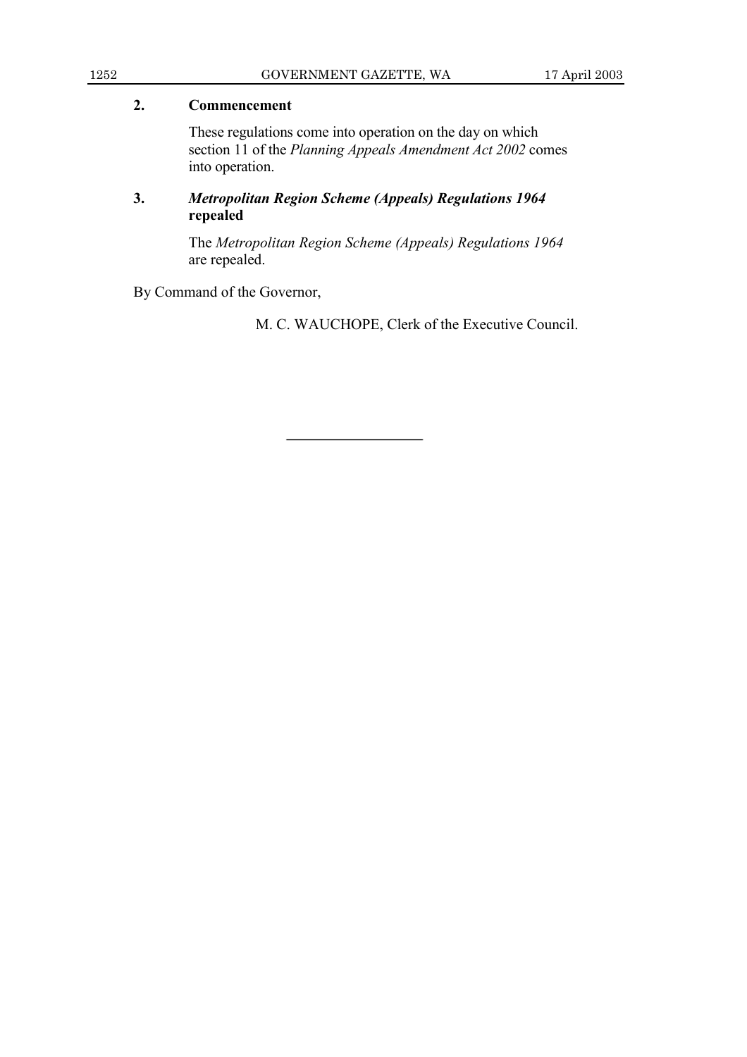### 2. Commencement

These regulations come into operation on the day on which section 11 of the *Planning Appeals Amendment Act 2002* comes into operation.

### 3. *Metropolitan Region Scheme (Appeals) Regulations 1964* repealed

The *Metropolitan Region Scheme (Appeals) Regulations 1964* are repealed.

By Command of the Governor,

M. C. WAUCHOPE, Clerk of the Executive Council.

---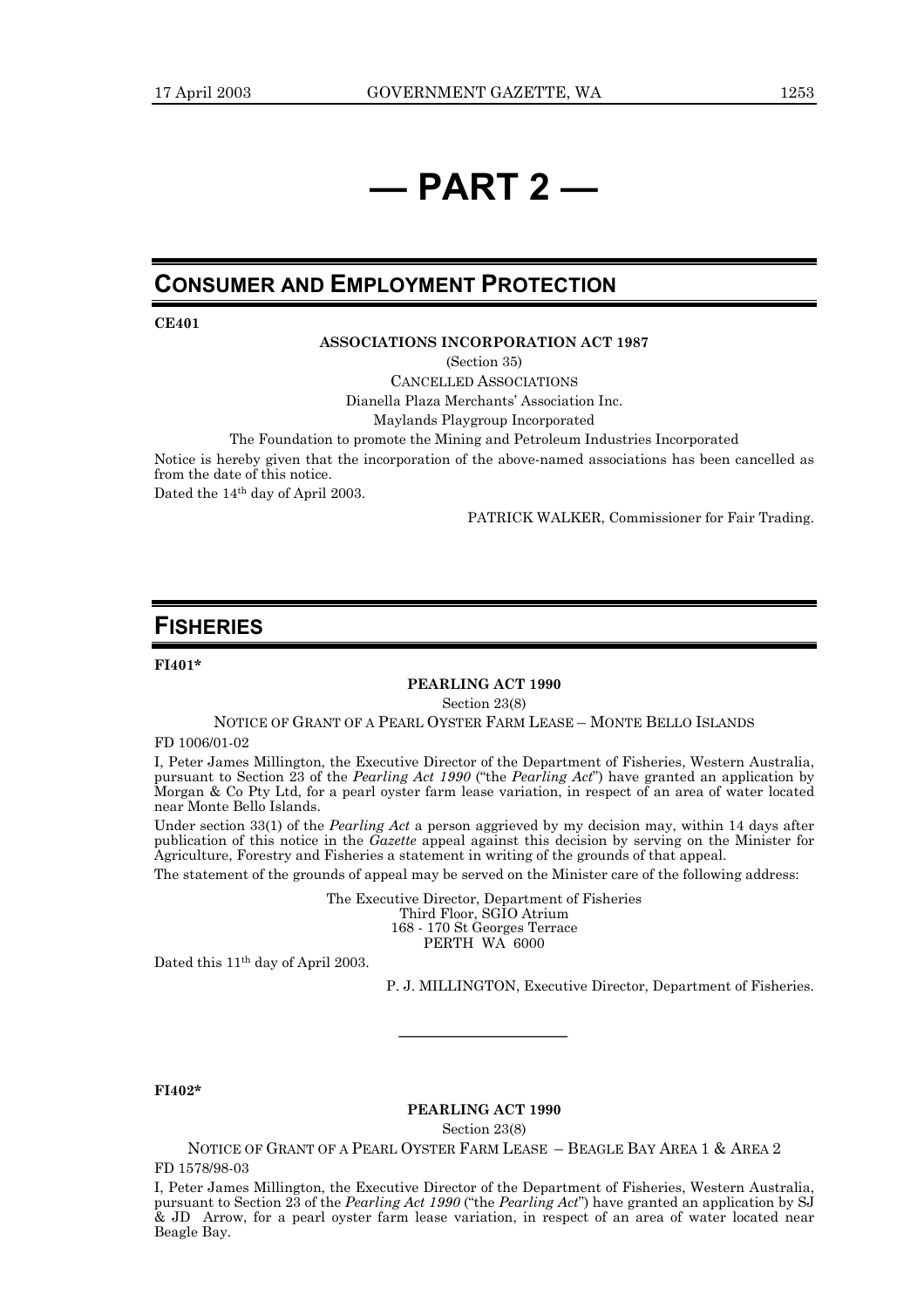# — PART 2 —

## CONSUMER AND EMPLOYMENT PROTECTION

**CE401**

**ASSOCIATIONS INCORPORATION ACT 1987**

(Section 35)

CANCELLED ASSOCIATIONS

Dianella Plaza Merchants' Association Inc.

Maylands Playgroup Incorporated

The Foundation to promote the Mining and Petroleum Industries Incorporated

Notice is hereby given that the incorporation of the above-named associations has been cancelled as from the date of this notice.

Dated the 14th day of April 2003.

PATRICK WALKER, Commissioner for Fair Trading.

## FISHERIES

**FI401***

**PEARLING ACT 1990**

Section 23(8)

NOTICE OF GRANT OF A PEARL OYSTER FARM LEASE – MONTE BELLO ISLANDS

FD 1006/01-02

I, Peter James Millington, the Executive Director of the Department of Fisheries, Western Australia, pursuant to Section 23 of the *Pearling Act 1990* ("the *Pearling Act*") have granted an application by Morgan & Co Pty Ltd, for a pearl oyster farm lease variation, in respect of an area of water located near Monte Bello Islands.

Under section 33(1) of the *Pearling Act* a person aggrieved by my decision may, within 14 days after publication of this notice in the *Gazette* appeal against this decision by serving on the Minister for Agriculture, Forestry and Fisheries a statement in writing of the grounds of that appeal.

The statement of the grounds of appeal may be served on the Minister care of the following address:

The Executive Director, Department of Fisheries
Third Floor, SGIO Atrium
168 - 170 St Georges Terrace
PERTH WA 6000

Dated this 11th day of April 2003.

P. J. MILLINGTON, Executive Director, Department of Fisheries.

---

**FI402***

**PEARLING ACT 1990**

Section 23(8)

NOTICE OF GRANT OF A PEARL OYSTER FARM LEASE – BEAGLE BAY AREA 1 & AREA 2

FD 1578/98-03

I, Peter James Millington, the Executive Director of the Department of Fisheries, Western Australia, pursuant to Section 23 of the *Pearling Act 1990* ("the *Pearling Act*") have granted an application by SJ & JD Arrow, for a pearl oyster farm lease variation, in respect of an area of water located near Beagle Bay.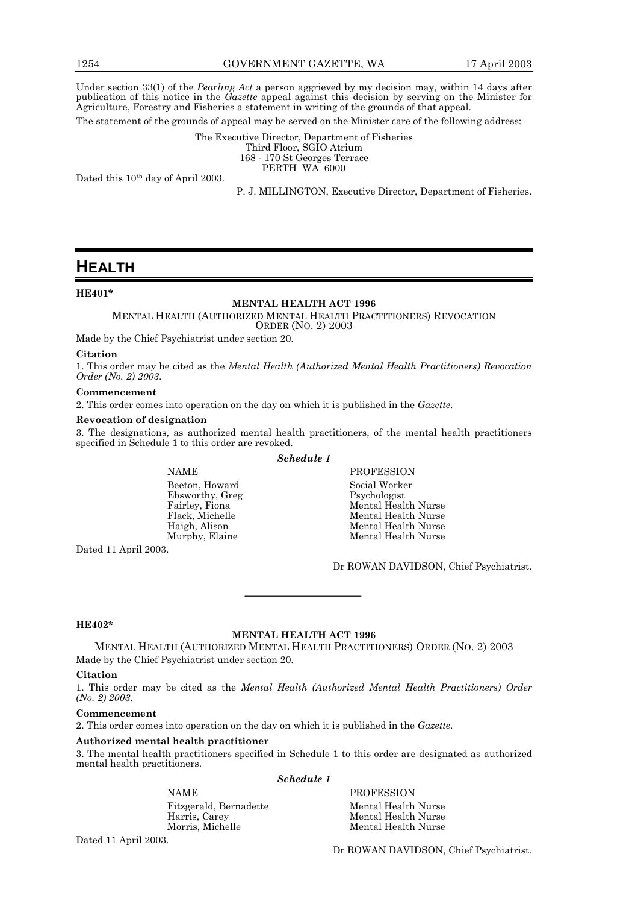Under section 33(1) of the *Pearling Act* a person aggrieved by my decision may, within 14 days after publication of this notice in the *Gazette* appeal against this decision by serving on the Minister for Agriculture, Forestry and Fisheries a statement in writing of the grounds of that appeal.

The statement of the grounds of appeal may be served on the Minister care of the following address:

The Executive Director, Department of Fisheries
Third Floor, SGIO Atrium
168 - 170 St Georges Terrace
PERTH WA 6000

Dated this 10th day of April 2003.

P. J. MILLINGTON, Executive Director, Department of Fisheries.

# HEALTH

**HE401***

**MENTAL HEALTH ACT 1996**

MENTAL HEALTH (AUTHORIZED MENTAL HEALTH PRACTITIONERS) REVOCATION ORDER (NO. 2) 2003

Made by the Chief Psychiatrist under section 20.

**Citation**

1. This order may be cited as the *Mental Health (Authorized Mental Health Practitioners) Revocation Order (No. 2) 2003*.

**Commencement**

2. This order comes into operation on the day on which it is published in the *Gazette*.

**Revocation of designation**

3. The designations, as authorized mental health practitioners, of the mental health practitioners specified in Schedule 1 to this order are revoked.

***Schedule 1***

| NAME | PROFESSION |
|---|---|
| Beeton, Howard | Social Worker |
| Ebsworthy, Greg | Psychologist |
| Fairley, Fiona | Mental Health Nurse |
| Flack, Michelle | Mental Health Nurse |
| Haigh, Alison | Mental Health Nurse |
| Murphy, Elaine | Mental Health Nurse |

Dated 11 April 2003.

Dr ROWAN DAVIDSON, Chief Psychiatrist.

---

**HE402***

**MENTAL HEALTH ACT 1996**

MENTAL HEALTH (AUTHORIZED MENTAL HEALTH PRACTITIONERS) ORDER (NO. 2) 2003

Made by the Chief Psychiatrist under section 20.

**Citation**

1. This order may be cited as the *Mental Health (Authorized Mental Health Practitioners) Order (No. 2) 2003*.

**Commencement**

2. This order comes into operation on the day on which it is published in the *Gazette*.

**Authorized mental health practitioner**

3. The mental health practitioners specified in Schedule 1 to this order are designated as authorized mental health practitioners.

***Schedule 1***

| NAME | PROFESSION |
|---|---|
| Fitzgerald, Bernadette | Mental Health Nurse |
| Harris, Carey | Mental Health Nurse |
| Morris, Michelle | Mental Health Nurse |

Dated 11 April 2003.

Dr ROWAN DAVIDSON, Chief Psychiatrist.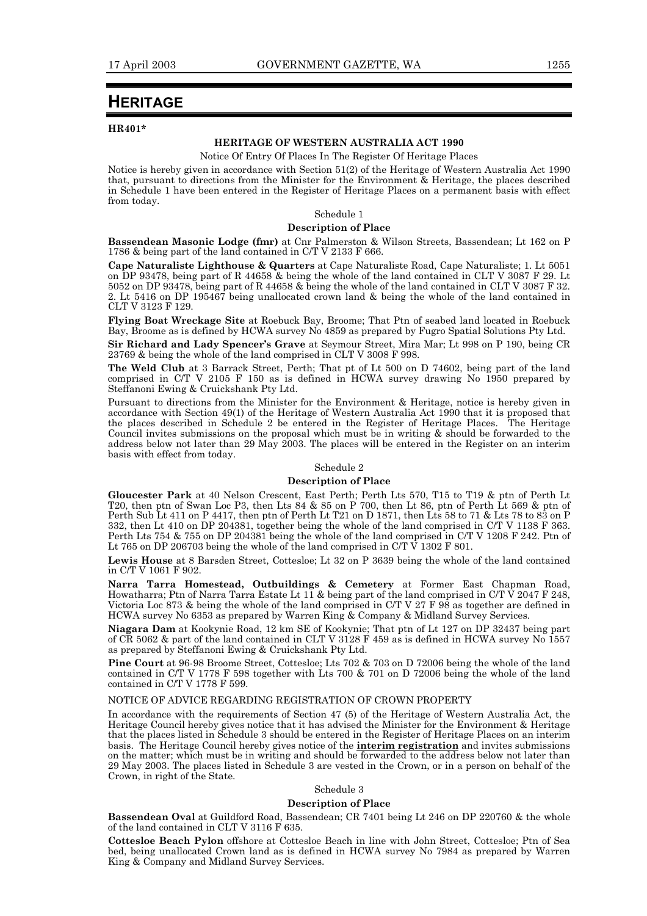# HERITAGE

**HR401***

**HERITAGE OF WESTERN AUSTRALIA ACT 1990**

Notice Of Entry Of Places In The Register Of Heritage Places

Notice is hereby given in accordance with Section 51(2) of the Heritage of Western Australia Act 1990 that, pursuant to directions from the Minister for the Environment & Heritage, the places described in Schedule 1 have been entered in the Register of Heritage Places on a permanent basis with effect from today.

Schedule 1

**Description of Place**

**Bassendean Masonic Lodge (fmr)** at Cnr Palmerston & Wilson Streets, Bassendean; Lt 162 on P 1786 & being part of the land contained in C/T V 2133 F 666.

**Cape Naturaliste Lighthouse & Quarters** at Cape Naturaliste Road, Cape Naturaliste; 1. Lt 5051 on DP 93478, being part of R 44658 & being the whole of the land contained in CLT V 3087 F 29. Lt 5052 on DP 93478, being part of R 44658 & being the whole of the land contained in CLT V 3087 F 32. 2. Lt 5416 on DP 195467 being unallocated crown land & being the whole of the land contained in CLT V 3123 F 129.

**Flying Boat Wreckage Site** at Roebuck Bay, Broome; That Ptn of seabed land located in Roebuck Bay, Broome as is defined by HCWA survey No 4859 as prepared by Fugro Spatial Solutions Pty Ltd.

**Sir Richard and Lady Spencer's Grave** at Seymour Street, Mira Mar; Lt 998 on P 190, being CR 23769 & being the whole of the land comprised in CLT V 3008 F 998.

**The Weld Club** at 3 Barrack Street, Perth; That pt of Lt 500 on D 74602, being part of the land comprised in C/T V 2105 F 150 as is defined in HCWA survey drawing No 1950 prepared by Steffanoni Ewing & Cruickshank Pty Ltd.

Pursuant to directions from the Minister for the Environment & Heritage, notice is hereby given in accordance with Section 49(1) of the Heritage of Western Australia Act 1990 that it is proposed that the places described in Schedule 2 be entered in the Register of Heritage Places. The Heritage Council invites submissions on the proposal which must be in writing & should be forwarded to the address below not later than 29 May 2003. The places will be entered in the Register on an interim basis with effect from today.

Schedule 2

**Description of Place**

**Gloucester Park** at 40 Nelson Crescent, East Perth; Perth Lts 570, T15 to T19 & ptn of Perth Lt T20, then ptn of Swan Loc P3, then Lts 84 & 85 on P 700, then Lt 86, ptn of Perth Lt 569 & ptn of Perth Sub Lt 411 on P 4417, then ptn of Perth Lt T21 on D 1871, then Lts 58 to 71 & Lts 78 to 83 on P 332, then Lt 410 on DP 204381, together being the whole of the land comprised in C/T V 1138 F 363. Perth Lts 754 & 755 on DP 204381 being the whole of the land comprised in C/T V 1208 F 242. Ptn of Lt 765 on DP 206703 being the whole of the land comprised in C/T V 1302 F 801.

**Lewis House** at 8 Barsden Street, Cottesloe; Lt 32 on P 3639 being the whole of the land contained in C/T V 1061 F 902.

**Narra Tarra Homestead, Outbuildings & Cemetery** at Former East Chapman Road, Howatharra; Ptn of Narra Tarra Estate Lt 11 & being part of the land comprised in C/T V 2047 F 248, Victoria Loc 873 & being the whole of the land comprised in C/T V 27 F 98 as together are defined in HCWA survey No 6353 as prepared by Warren King & Company & Midland Survey Services.

**Niagara Dam** at Kookynie Road, 12 km SE of Kookynie; That ptn of Lt 127 on DP 32437 being part of CR 5062 & part of the land contained in CLT V 3128 F 459 as is defined in HCWA survey No 1557 as prepared by Steffanoni Ewing & Cruickshank Pty Ltd.

**Pine Court** at 96-98 Broome Street, Cottesloe; Lts 702 & 703 on D 72006 being the whole of the land contained in C/T V 1778 F 598 together with Lts 700 & 701 on D 72006 being the whole of the land contained in C/T V 1778 F 599.

NOTICE OF ADVICE REGARDING REGISTRATION OF CROWN PROPERTY

In accordance with the requirements of Section 47 (5) of the Heritage of Western Australia Act, the Heritage Council hereby gives notice that it has advised the Minister for the Environment & Heritage that the places listed in Schedule 3 should be entered in the Register of Heritage Places on an interim basis. The Heritage Council hereby gives notice of the **interim registration** and invites submissions on the matter; which must be in writing and should be forwarded to the address below not later than 29 May 2003. The places listed in Schedule 3 are vested in the Crown, or in a person on behalf of the Crown, in right of the State.

Schedule 3

**Description of Place**

**Bassendean Oval** at Guildford Road, Bassendean; CR 7401 being Lt 246 on DP 220760 & the whole of the land contained in CLT V 3116 F 635.

**Cottesloe Beach Pylon** offshore at Cottesloe Beach in line with John Street, Cottesloe; Ptn of Sea bed, being unallocated Crown land as is defined in HCWA survey No 7984 as prepared by Warren King & Company and Midland Survey Services.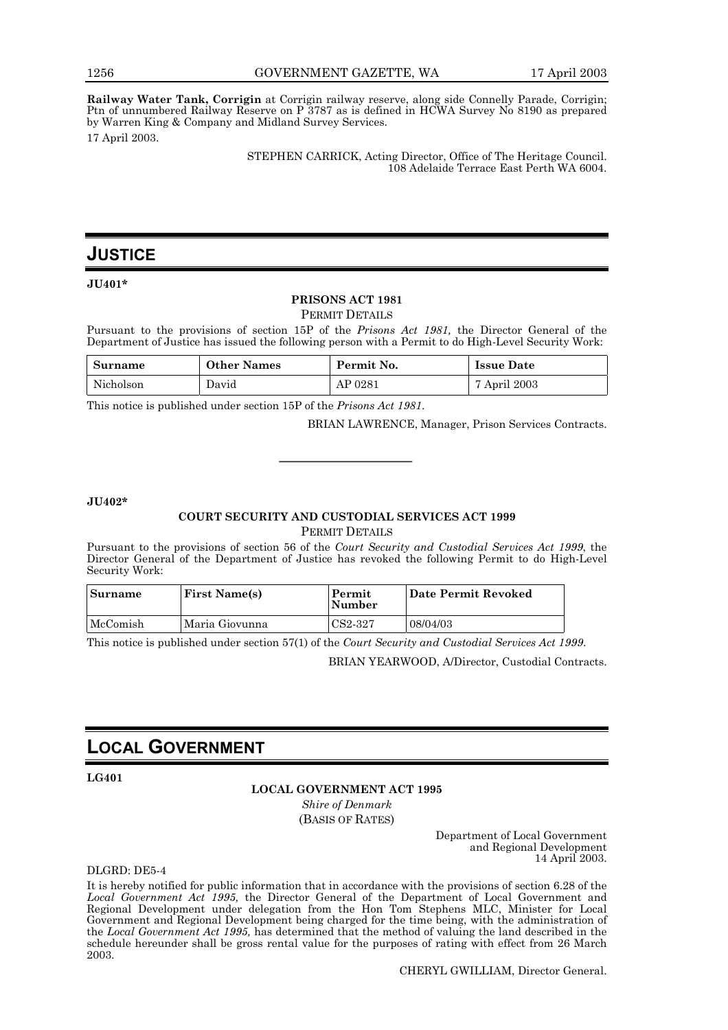**Railway Water Tank, Corrigin** at Corrigin railway reserve, along side Connelly Parade, Corrigin; Ptn of unnumbered Railway Reserve on P 3787 as is defined in HCWA Survey No 8190 as prepared by Warren King & Company and Midland Survey Services.

17 April 2003.

STEPHEN CARRICK, Acting Director, Office of The Heritage Council.
108 Adelaide Terrace East Perth WA 6004.

# JUSTICE

**JU401***

**PRISONS ACT 1981**

PERMIT DETAILS

Pursuant to the provisions of section 15P of the *Prisons Act 1981,* the Director General of the Department of Justice has issued the following person with a Permit to do High-Level Security Work:

| Surname | Other Names | Permit No. | Issue Date |
|---|---|---|---|
| Nicholson | David | AP 0281 | 7 April 2003 |

This notice is published under section 15P of the *Prisons Act 1981*.

BRIAN LAWRENCE, Manager, Prison Services Contracts.

---

**JU402***

**COURT SECURITY AND CUSTODIAL SERVICES ACT 1999**

PERMIT DETAILS

Pursuant to the provisions of section 56 of the *Court Security and Custodial Services Act 1999*, the Director General of the Department of Justice has revoked the following Permit to do High-Level Security Work:

| Surname | First Name(s) | Permit Number | Date Permit Revoked |
|---|---|---|---|
| McComish | Maria Giovunna | CS2-327 | 08/04/03 |

This notice is published under section 57(1) of the *Court Security and Custodial Services Act 1999*.

BRIAN YEARWOOD, A/Director, Custodial Contracts.

# LOCAL GOVERNMENT

**LG401**

**LOCAL GOVERNMENT ACT 1995**

*Shire of Denmark*

(BASIS OF RATES)

Department of Local Government
and Regional Development
14 April 2003.

DLGRD: DE5-4

It is hereby notified for public information that in accordance with the provisions of section 6.28 of the *Local Government Act 1995,* the Director General of the Department of Local Government and Regional Development under delegation from the Hon Tom Stephens MLC, Minister for Local Government and Regional Development being charged for the time being, with the administration of the *Local Government Act 1995,* has determined that the method of valuing the land described in the schedule hereunder shall be gross rental value for the purposes of rating with effect from 26 March 2003.

CHERYL GWILLIAM, Director General.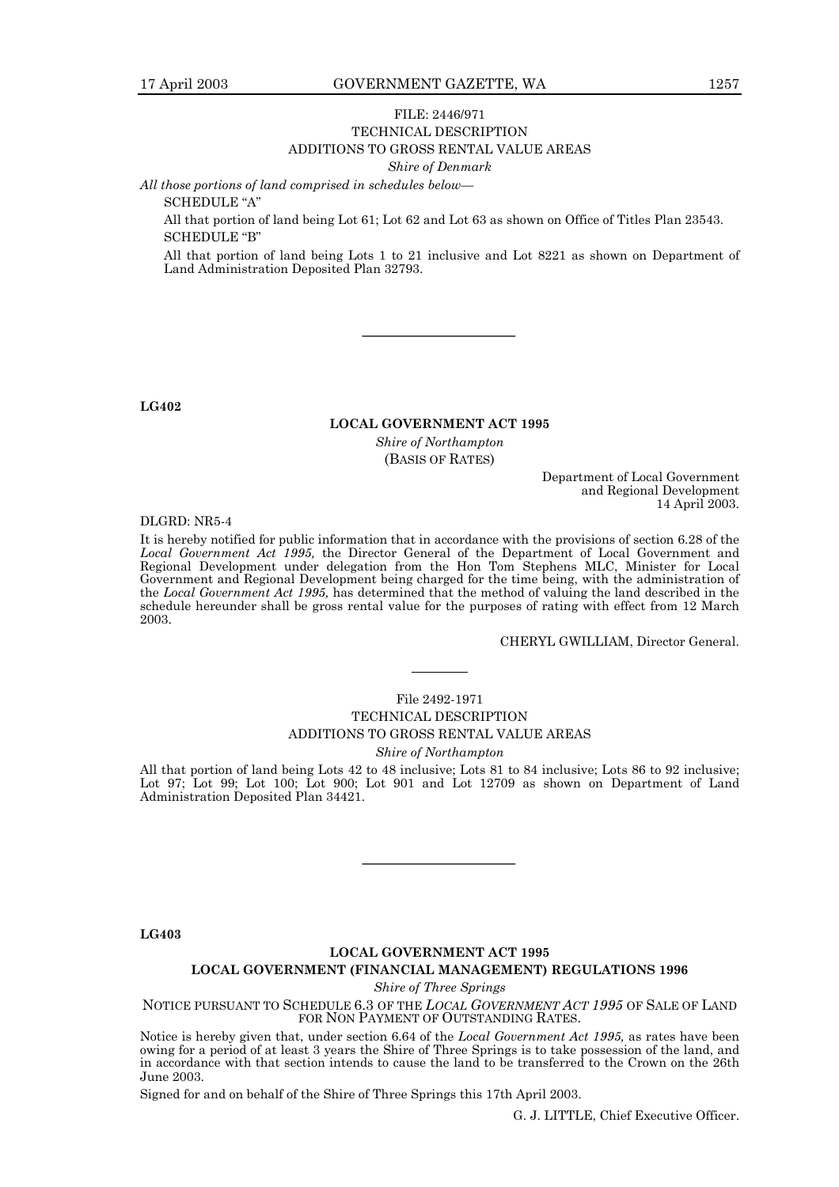FILE: 2446/971

TECHNICAL DESCRIPTION

ADDITIONS TO GROSS RENTAL VALUE AREAS

*Shire of Denmark*

*All those portions of land comprised in schedules below—*

SCHEDULE "A"

All that portion of land being Lot 61; Lot 62 and Lot 63 as shown on Office of Titles Plan 23543.

SCHEDULE "B"

All that portion of land being Lots 1 to 21 inclusive and Lot 8221 as shown on Department of Land Administration Deposited Plan 32793.

---

**LG402**

**LOCAL GOVERNMENT ACT 1995**

*Shire of Northampton*

(BASIS OF RATES)

Department of Local Government
and Regional Development
14 April 2003.

DLGRD: NR5-4

It is hereby notified for public information that in accordance with the provisions of section 6.28 of the *Local Government Act 1995,* the Director General of the Department of Local Government and Regional Development under delegation from the Hon Tom Stephens MLC, Minister for Local Government and Regional Development being charged for the time being, with the administration of the *Local Government Act 1995,* has determined that the method of valuing the land described in the schedule hereunder shall be gross rental value for the purposes of rating with effect from 12 March 2003.

CHERYL GWILLIAM, Director General.

---

File 2492-1971

TECHNICAL DESCRIPTION

ADDITIONS TO GROSS RENTAL VALUE AREAS

*Shire of Northampton*

All that portion of land being Lots 42 to 48 inclusive; Lots 81 to 84 inclusive; Lots 86 to 92 inclusive; Lot 97; Lot 99; Lot 100; Lot 900; Lot 901 and Lot 12709 as shown on Department of Land Administration Deposited Plan 34421.

---

**LG403**

**LOCAL GOVERNMENT ACT 1995**

**LOCAL GOVERNMENT (FINANCIAL MANAGEMENT) REGULATIONS 1996**

*Shire of Three Springs*

NOTICE PURSUANT TO SCHEDULE 6.3 OF THE *LOCAL GOVERNMENT ACT 1995* OF SALE OF LAND FOR NON PAYMENT OF OUTSTANDING RATES.

Notice is hereby given that, under section 6.64 of the *Local Government Act 1995,* as rates have been owing for a period of at least 3 years the Shire of Three Springs is to take possession of the land, and in accordance with that section intends to cause the land to be transferred to the Crown on the 26th June 2003.

Signed for and on behalf of the Shire of Three Springs this 17th April 2003.

G. J. LITTLE, Chief Executive Officer.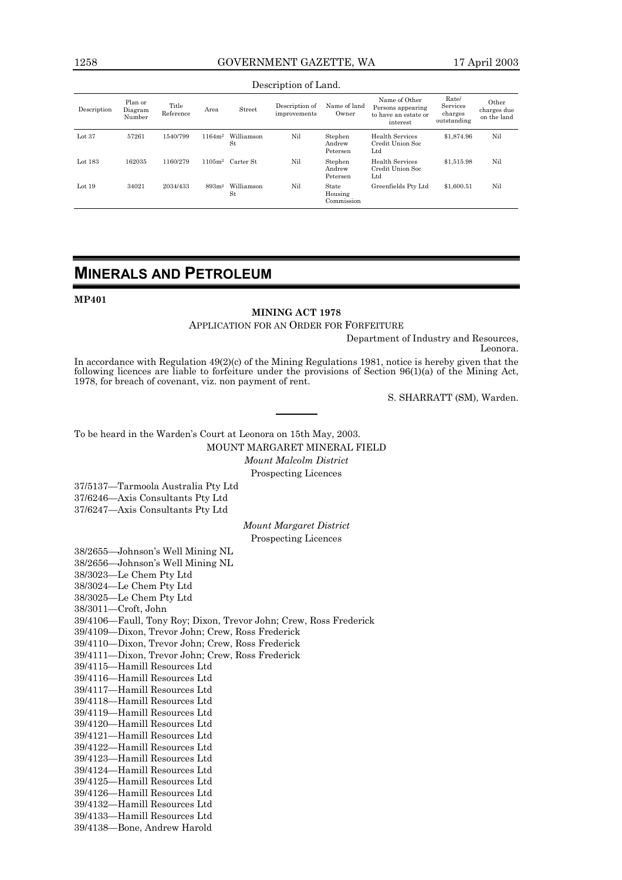Description of Land.

| Description | Plan or Diagram Number | Title Reference | Area | Street | Description of improvements | Name of land Owner | Name of Other Persons appearing to have an estate or interest | Rate/ Services charges outstanding | Other charges due on the land |
|---|---|---|---|---|---|---|---|---|---|
| Lot 37 | 57261 | 1540/799 | 1164m² | Williamson St | Nil | Stephen Andrew Petersen | Health Services Credit Union Soc Ltd | $1,874.96 | Nil |
| Lot 183 | 162035 | 1160/279 | 1105m² | Carter St | Nil | Stephen Andrew Petersen | Health Services Credit Union Soc Ltd | $1,515.98 | Nil |
| Lot 19 | 34021 | 2034/433 | 893m² | Williamson St | Nil | State Housing Commission | Greenfields Pty Ltd | $1,600.51 | Nil |

# MINERALS AND PETROLEUM

**MP401**

**MINING ACT 1978**

APPLICATION FOR AN ORDER FOR FORFEITURE

Department of Industry and Resources,
Leonora.

In accordance with Regulation 49(2)(c) of the Mining Regulations 1981, notice is hereby given that the following licences are liable to forfeiture under the provisions of Section 96(1)(a) of the Mining Act, 1978, for breach of covenant, viz. non payment of rent.

S. SHARRATT (SM), Warden.

---

To be heard in the Warden's Court at Leonora on 15th May, 2003.

MOUNT MARGARET MINERAL FIELD

*Mount Malcolm District*

Prospecting Licences

37/5137—Tarmoola Australia Pty Ltd
37/6246—Axis Consultants Pty Ltd
37/6247—Axis Consultants Pty Ltd

*Mount Margaret District*

Prospecting Licences

38/2655—Johnson's Well Mining NL
38/2656—Johnson's Well Mining NL
38/3023—Le Chem Pty Ltd
38/3024—Le Chem Pty Ltd
38/3025—Le Chem Pty Ltd
38/3011—Croft, John
39/4106—Faull, Tony Roy; Dixon, Trevor John; Crew, Ross Frederick
39/4109—Dixon, Trevor John; Crew, Ross Frederick
39/4110—Dixon, Trevor John; Crew, Ross Frederick
39/4111—Dixon, Trevor John; Crew, Ross Frederick
39/4115—Hamill Resources Ltd
39/4116—Hamill Resources Ltd
39/4117—Hamill Resources Ltd
39/4118—Hamill Resources Ltd
39/4119—Hamill Resources Ltd
39/4120—Hamill Resources Ltd
39/4121—Hamill Resources Ltd
39/4122—Hamill Resources Ltd
39/4123—Hamill Resources Ltd
39/4124—Hamill Resources Ltd
39/4125—Hamill Resources Ltd
39/4126—Hamill Resources Ltd
39/4132—Hamill Resources Ltd
39/4133—Hamill Resources Ltd
39/4138—Bone, Andrew Harold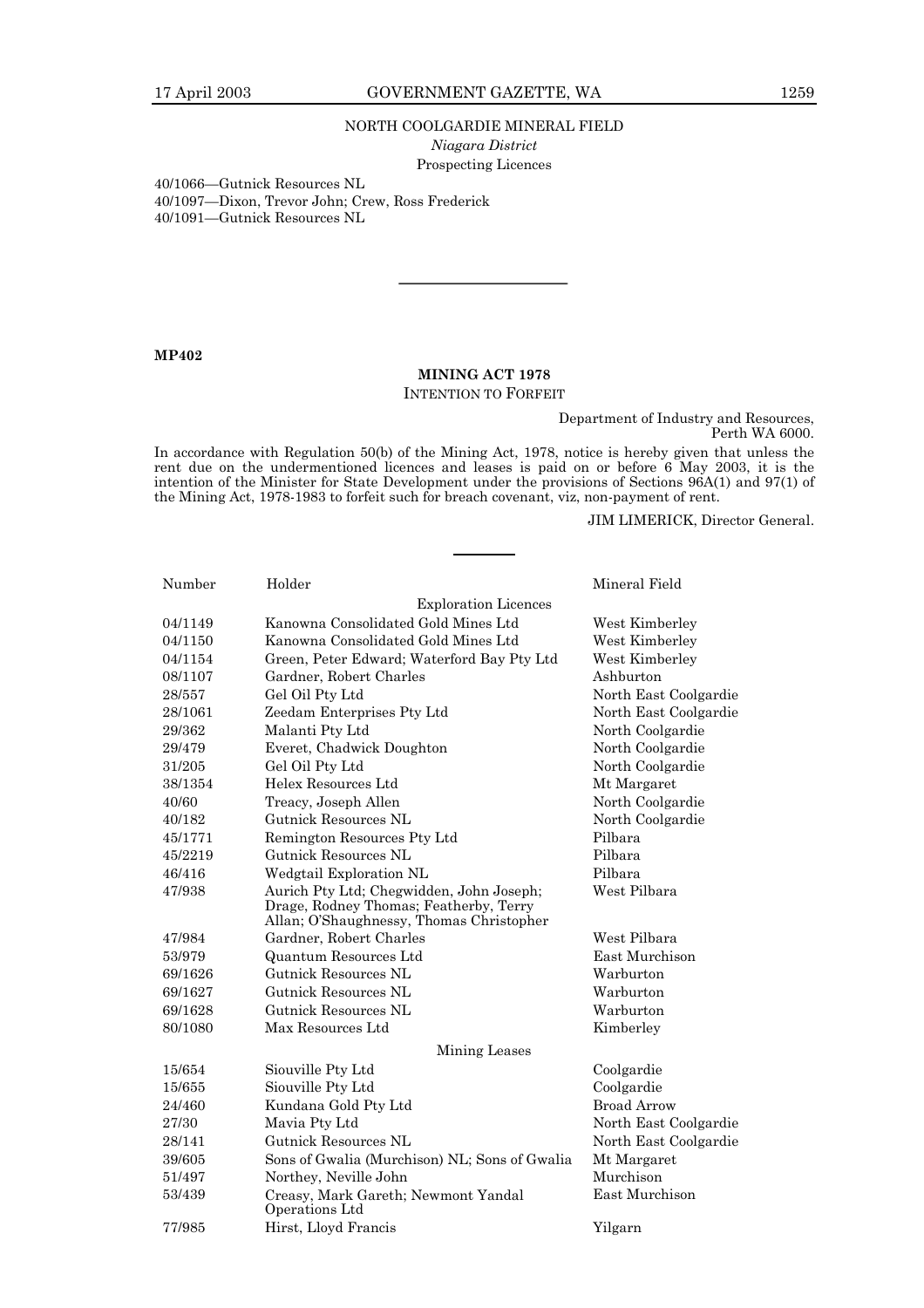NORTH COOLGARDIE MINERAL FIELD

*Niagara District*

Prospecting Licences

40/1066—Gutnick Resources NL
40/1097—Dixon, Trevor John; Crew, Ross Frederick
40/1091—Gutnick Resources NL

---

**MP402**

## MINING ACT 1978

INTENTION TO FORFEIT

Department of Industry and Resources,
Perth WA 6000.

In accordance with Regulation 50(b) of the Mining Act, 1978, notice is hereby given that unless the rent due on the undermentioned licences and leases is paid on or before 6 May 2003, it is the intention of the Minister for State Development under the provisions of Sections 96A(1) and 97(1) of the Mining Act, 1978-1983 to forfeit such for breach covenant, viz, non-payment of rent.

JIM LIMERICK, Director General.

---

| Number | Holder | Mineral Field |
|---|---|---|
| | Exploration Licences | |
| 04/1149 | Kanowna Consolidated Gold Mines Ltd | West Kimberley |
| 04/1150 | Kanowna Consolidated Gold Mines Ltd | West Kimberley |
| 04/1154 | Green, Peter Edward; Waterford Bay Pty Ltd | West Kimberley |
| 08/1107 | Gardner, Robert Charles | Ashburton |
| 28/557 | Gel Oil Pty Ltd | North East Coolgardie |
| 28/1061 | Zeedam Enterprises Pty Ltd | North East Coolgardie |
| 29/362 | Malanti Pty Ltd | North Coolgardie |
| 29/479 | Everet, Chadwick Doughton | North Coolgardie |
| 31/205 | Gel Oil Pty Ltd | North Coolgardie |
| 38/1354 | Helex Resources Ltd | Mt Margaret |
| 40/60 | Treacy, Joseph Allen | North Coolgardie |
| 40/182 | Gutnick Resources NL | North Coolgardie |
| 45/1771 | Remington Resources Pty Ltd | Pilbara |
| 45/2219 | Gutnick Resources NL | Pilbara |
| 46/416 | Wedgtail Exploration NL | Pilbara |
| 47/938 | Aurich Pty Ltd; Chegwidden, John Joseph; Drage, Rodney Thomas; Featherby, Terry Allan; O'Shaughnessy, Thomas Christopher | West Pilbara |
| 47/984 | Gardner, Robert Charles | West Pilbara |
| 53/979 | Quantum Resources Ltd | East Murchison |
| 69/1626 | Gutnick Resources NL | Warburton |
| 69/1627 | Gutnick Resources NL | Warburton |
| 69/1628 | Gutnick Resources NL | Warburton |
| 80/1080 | Max Resources Ltd | Kimberley |
| | Mining Leases | |
| 15/654 | Siouville Pty Ltd | Coolgardie |
| 15/655 | Siouville Pty Ltd | Coolgardie |
| 24/460 | Kundana Gold Pty Ltd | Broad Arrow |
| 27/30 | Mavia Pty Ltd | North East Coolgardie |
| 28/141 | Gutnick Resources NL | North East Coolgardie |
| 39/605 | Sons of Gwalia (Murchison) NL; Sons of Gwalia | Mt Margaret |
| 51/497 | Northey, Neville John | Murchison |
| 53/439 | Creasy, Mark Gareth; Newmont Yandal Operations Ltd | East Murchison |
| 77/985 | Hirst, Lloyd Francis | Yilgarn |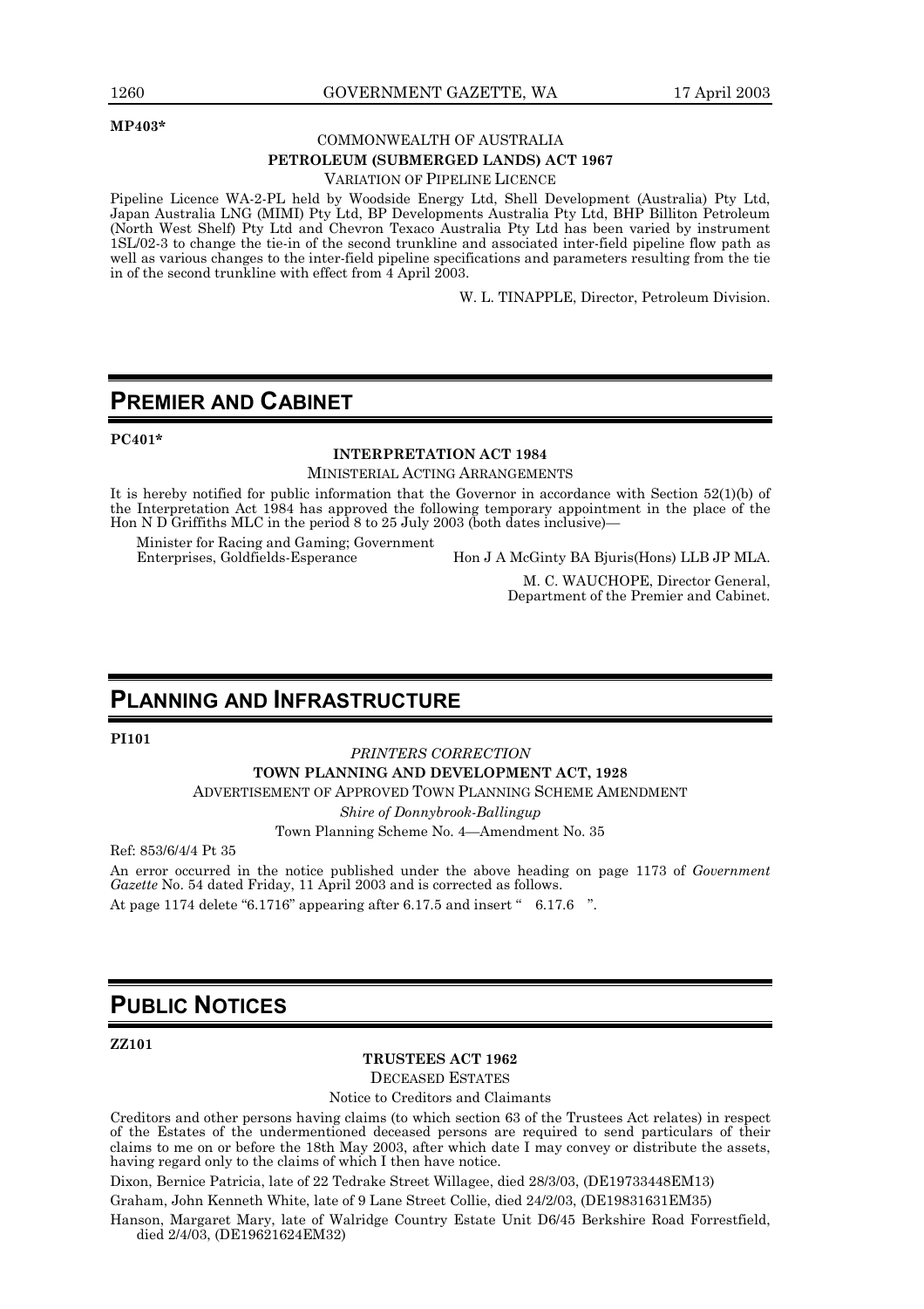**MP403***

COMMONWEALTH OF AUSTRALIA

**PETROLEUM (SUBMERGED LANDS) ACT 1967**

VARIATION OF PIPELINE LICENCE

Pipeline Licence WA-2-PL held by Woodside Energy Ltd, Shell Development (Australia) Pty Ltd, Japan Australia LNG (MIMI) Pty Ltd, BP Developments Australia Pty Ltd, BHP Billiton Petroleum (North West Shelf) Pty Ltd and Chevron Texaco Australia Pty Ltd has been varied by instrument 1SL/02-3 to change the tie-in of the second trunkline and associated inter-field pipeline flow path as well as various changes to the inter-field pipeline specifications and parameters resulting from the tie in of the second trunkline with effect from 4 April 2003.

W. L. TINAPPLE, Director, Petroleum Division.

# PREMIER AND CABINET

**PC401***

**INTERPRETATION ACT 1984**

MINISTERIAL ACTING ARRANGEMENTS

It is hereby notified for public information that the Governor in accordance with Section 52(1)(b) of the Interpretation Act 1984 has approved the following temporary appointment in the place of the Hon N D Griffiths MLC in the period 8 to 25 July 2003 (both dates inclusive)—

Minister for Racing and Gaming; Government Enterprises, Goldfields-Esperance — Hon J A McGinty BA Bjuris(Hons) LLB JP MLA.

M. C. WAUCHOPE, Director General,
Department of the Premier and Cabinet.

# PLANNING AND INFRASTRUCTURE

**PI101**

*PRINTERS CORRECTION*

**TOWN PLANNING AND DEVELOPMENT ACT, 1928**

ADVERTISEMENT OF APPROVED TOWN PLANNING SCHEME AMENDMENT

*Shire of Donnybrook-Ballingup*

Town Planning Scheme No. 4—Amendment No. 35

Ref: 853/6/4/4 Pt 35

An error occurred in the notice published under the above heading on page 1173 of *Government Gazette* No. 54 dated Friday, 11 April 2003 and is corrected as follows.

At page 1174 delete "6.1716" appearing after 6.17.5 and insert " 6.17.6 ".

# PUBLIC NOTICES

**ZZ101**

**TRUSTEES ACT 1962**

DECEASED ESTATES

Notice to Creditors and Claimants

Creditors and other persons having claims (to which section 63 of the Trustees Act relates) in respect of the Estates of the undermentioned deceased persons are required to send particulars of their claims to me on or before the 18th May 2003, after which date I may convey or distribute the assets, having regard only to the claims of which I then have notice.

Dixon, Bernice Patricia, late of 22 Tedrake Street Willagee, died 28/3/03, (DE19733448EM13)

Graham, John Kenneth White, late of 9 Lane Street Collie, died 24/2/03, (DE19831631EM35)

Hanson, Margaret Mary, late of Walridge Country Estate Unit D6/45 Berkshire Road Forrestfield, died 2/4/03, (DE19621624EM32)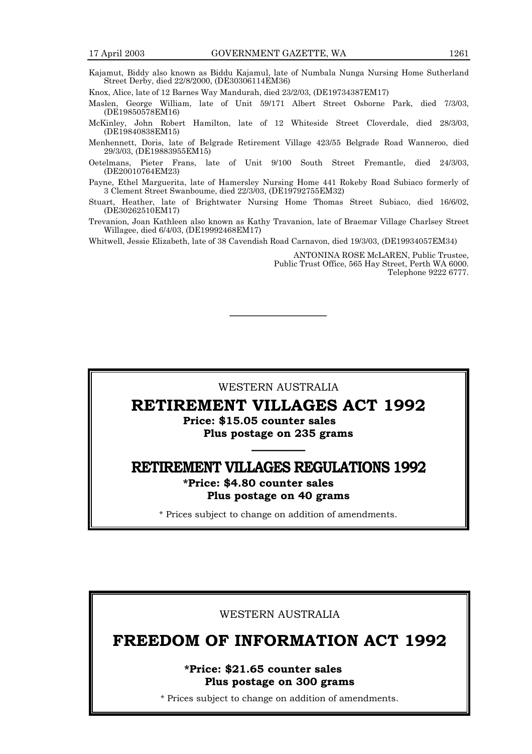Kajamut, Biddy also known as Biddu Kajamul, late of Numbala Nunga Nursing Home Sutherland Street Derby, died 22/8/2000, (DE30306114EM36)

Knox, Alice, late of 12 Barnes Way Mandurah, died 23/2/03, (DE19734387EM17)

Maslen, George William, late of Unit 59/171 Albert Street Osborne Park, died 7/3/03, (DE19850578EM16)

McKinley, John Robert Hamilton, late of 12 Whiteside Street Cloverdale, died 28/3/03, (DE19840838EM15)

Menhennett, Doris, late of Belgrade Retirement Village 423/55 Belgrade Road Wanneroo, died 29/3/03, (DE19883955EM15)

Oetelmans, Pieter Frans, late of Unit 9/100 South Street Fremantle, died 24/3/03, (DE20010764EM23)

Payne, Ethel Marguerita, late of Hamersley Nursing Home 441 Rokeby Road Subiaco formerly of 3 Clement Street Swanboume, died 22/3/03, (DE19792755EM32)

Stuart, Heather, late of Brightwater Nursing Home Thomas Street Subiaco, died 16/6/02, (DE30262510EM17)

Trevanion, Joan Kathleen also known as Kathy Travanion, late of Braemar Village Charlsey Street Willagee, died 6/4/03, (DE19992468EM17)

Whitwell, Jessie Elizabeth, late of 38 Cavendish Road Carnavon, died 19/3/03, (DE19934057EM34)

ANTONINA ROSE McLAREN, Public Trustee,
Public Trust Office, 565 Hay Street, Perth WA 6000.
Telephone 9222 6777.

---

WESTERN AUSTRALIA

## RETIREMENT VILLAGES ACT 1992

**Price: $15.05 counter sales**
**Plus postage on 235 grams**

## RETIREMENT VILLAGES REGULATIONS 1992

**\*Price: $4.80 counter sales**
**Plus postage on 40 grams**

\* Prices subject to change on addition of amendments.

---

WESTERN AUSTRALIA

## FREEDOM OF INFORMATION ACT 1992

**\*Price: $21.65 counter sales**
**Plus postage on 300 grams**

\* Prices subject to change on addition of amendments.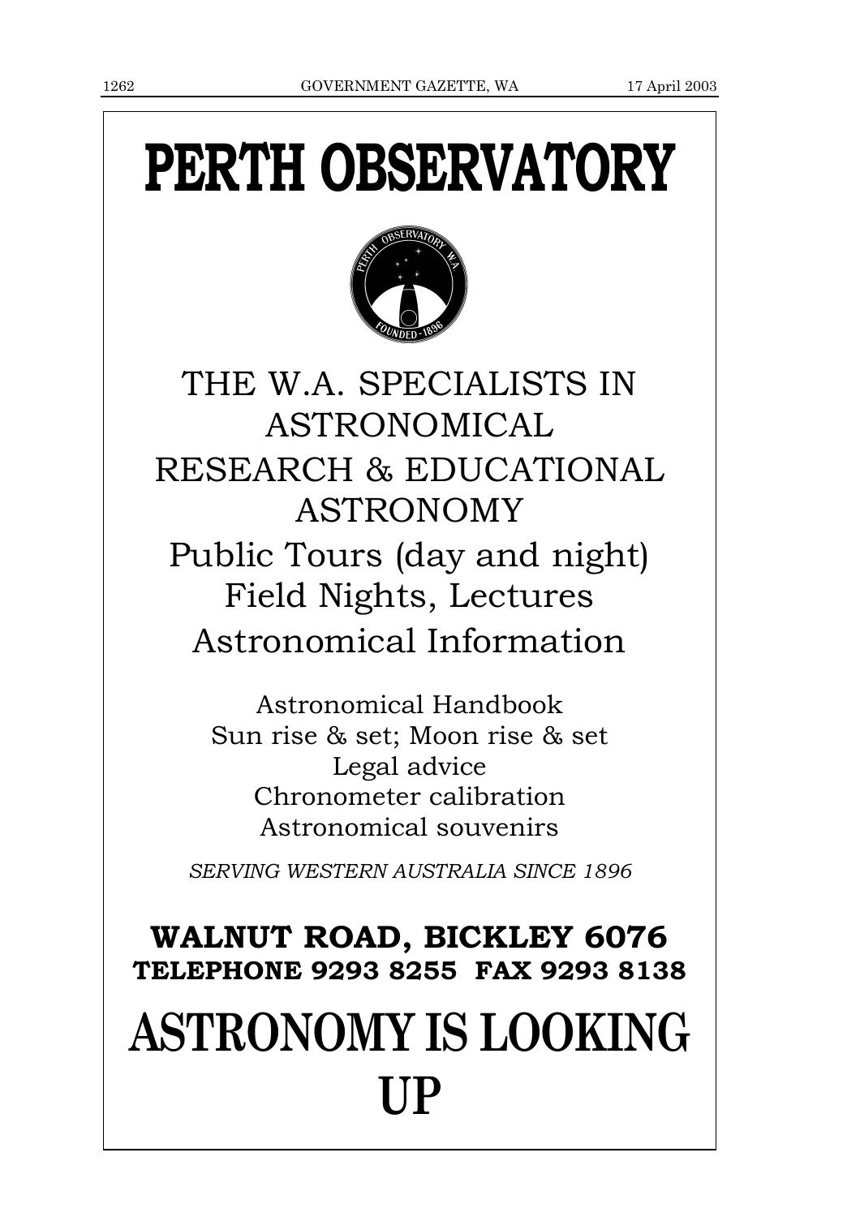# PERTH OBSERVATORY

THE W.A. SPECIALISTS IN ASTRONOMICAL RESEARCH & EDUCATIONAL ASTRONOMY

Public Tours (day and night)
Field Nights, Lectures
Astronomical Information

Astronomical Handbook
Sun rise & set; Moon rise & set
Legal advice
Chronometer calibration
Astronomical souvenirs

*SERVING WESTERN AUSTRALIA SINCE 1896*

**WALNUT ROAD, BICKLEY 6076**
**TELEPHONE 9293 8255 FAX 9293 8138**

# ASTRONOMY IS LOOKING UP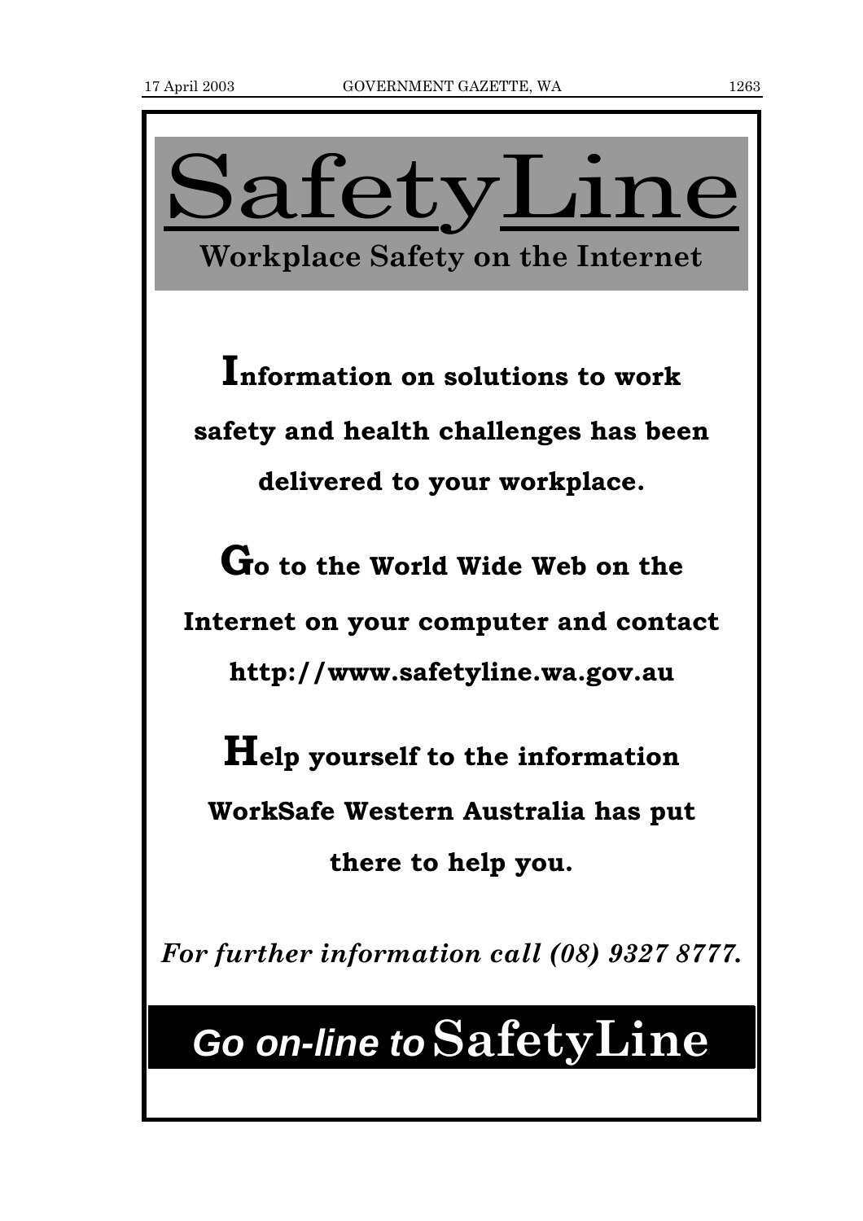# SafetyLine

## Workplace Safety on the Internet

**Information on solutions to work safety and health challenges has been delivered to your workplace.**

**Go to the World Wide Web on the Internet on your computer and contact http://www.safetyline.wa.gov.au**

**Help yourself to the information WorkSafe Western Australia has put there to help you.**

***For further information call (08) 9327 8777.***

## *Go on-line to* SafetyLine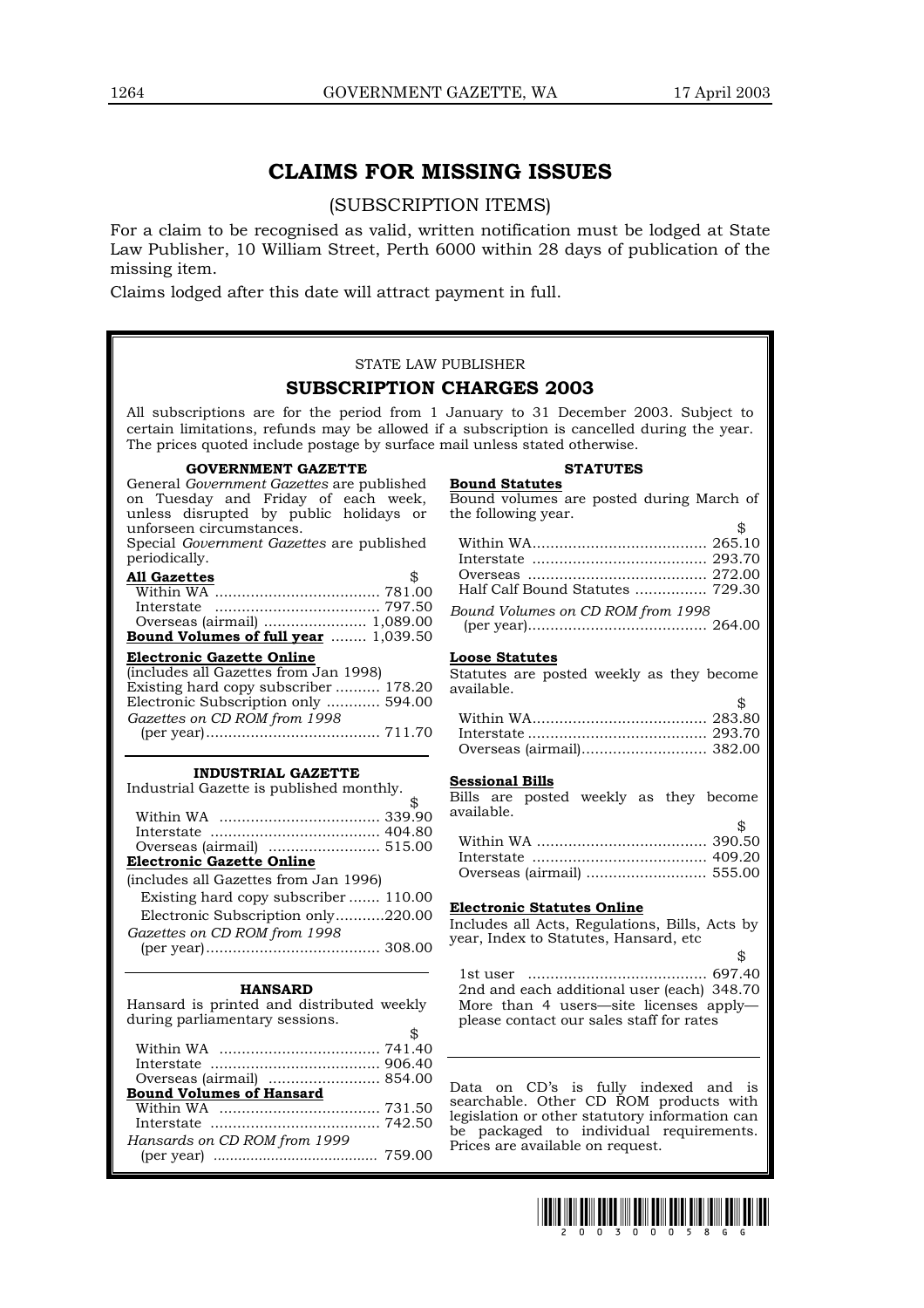# CLAIMS FOR MISSING ISSUES

(SUBSCRIPTION ITEMS)

For a claim to be recognised as valid, written notification must be lodged at State Law Publisher, 10 William Street, Perth 6000 within 28 days of publication of the missing item.

Claims lodged after this date will attract payment in full.

STATE LAW PUBLISHER

## SUBSCRIPTION CHARGES 2003

All subscriptions are for the period from 1 January to 31 December 2003. Subject to certain limitations, refunds may be allowed if a subscription is cancelled during the year. The prices quoted include postage by surface mail unless stated otherwise.

### GOVERNMENT GAZETTE

General *Government Gazettes* are published on Tuesday and Friday of each week, unless disrupted by public holidays or unforseen circumstances.

Special *Government Gazettes* are published periodically.

| **All Gazettes** | $ |
|---|---|
| Within WA | 781.00 |
| Interstate | 797.50 |
| Overseas (airmail) | 1,089.00 |
| **Bound Volumes of full year** | 1,039.50 |

**Electronic Gazette Online**

(includes all Gazettes from Jan 1998)

| | |
|---|---|
| Existing hard copy subscriber | 178.20 |
| Electronic Subscription only | 594.00 |
| *Gazettes on CD ROM from 1998* (per year) | 711.70 |

### INDUSTRIAL GAZETTE

Industrial Gazette is published monthly.

| | $ |
|---|---|
| Within WA | 339.90 |
| Interstate | 404.80 |
| Overseas (airmail) | 515.00 |

**Electronic Gazette Online**

(includes all Gazettes from Jan 1996)

| | |
|---|---|
| Existing hard copy subscriber | 110.00 |
| Electronic Subscription only | 220.00 |
| *Gazettes on CD ROM from 1998* (per year) | 308.00 |

### HANSARD

Hansard is printed and distributed weekly during parliamentary sessions.

| | $ |
|---|---|
| Within WA | 741.40 |
| Interstate | 906.40 |
| Overseas (airmail) | 854.00 |
| **Bound Volumes of Hansard** | |
| Within WA | 731.50 |
| Interstate | 742.50 |
| *Hansards on CD ROM from 1999* (per year) | 759.00 |

### STATUTES

**Bound Statutes**

Bound volumes are posted during March of the following year.

| | $ |
|---|---|
| Within WA | 265.10 |
| Interstate | 293.70 |
| Overseas | 272.00 |
| Half Calf Bound Statutes | 729.30 |
| *Bound Volumes on CD ROM from 1998* (per year) | 264.00 |

**Loose Statutes**

Statutes are posted weekly as they become available.

| | $ |
|---|---|
| Within WA | 283.80 |
| Interstate | 293.70 |
| Overseas (airmail) | 382.00 |

**Sessional Bills**

Bills are posted weekly as they become available.

| | $ |
|---|---|
| Within WA | 390.50 |
| Interstate | 409.20 |
| Overseas (airmail) | 555.00 |

**Electronic Statutes Online**

Includes all Acts, Regulations, Bills, Acts by year, Index to Statutes, Hansard, etc

| | $ |
|---|---|
| 1st user | 697.40 |
| 2nd and each additional user (each) | 348.70 |

More than 4 users—site licenses apply—please contact our sales staff for rates

Data on CD's is fully indexed and is searchable. Other CD ROM products with legislation or other statutory information can be packaged to individual requirements. Prices are available on request.